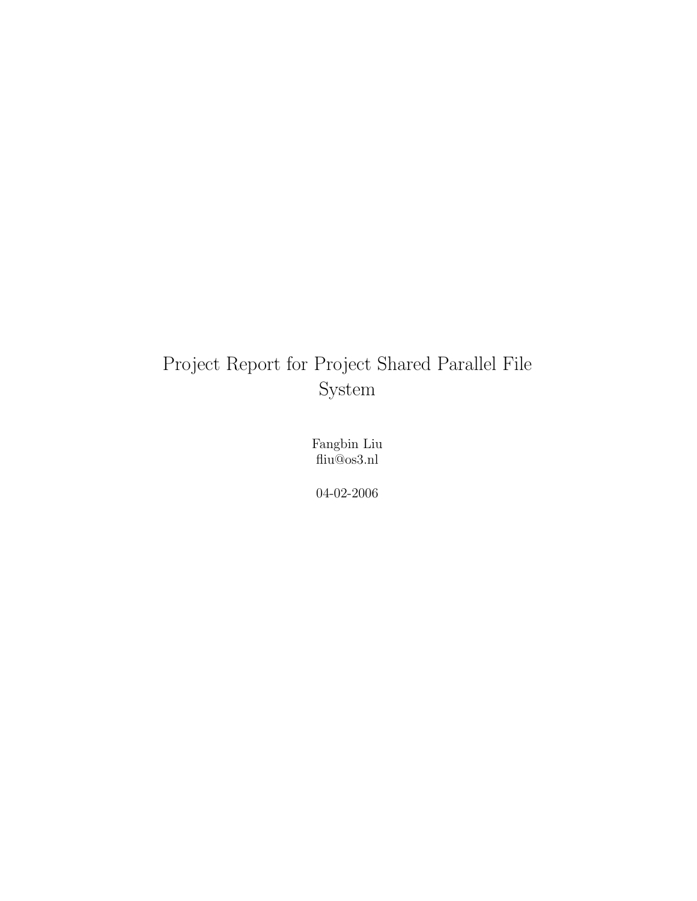# Project Report for Project Shared Parallel File System

Fangbin Liu
fliu@os3.nl

04-02-2006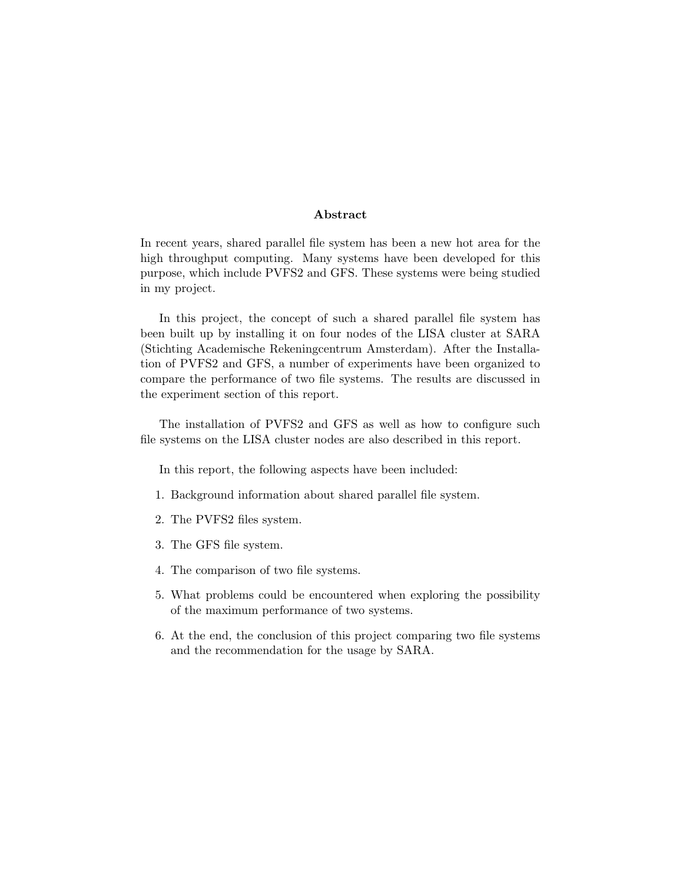## Abstract

In recent years, shared parallel file system has been a new hot area for the high throughput computing. Many systems have been developed for this purpose, which include PVFS2 and GFS. These systems were being studied in my project.

In this project, the concept of such a shared parallel file system has been built up by installing it on four nodes of the LISA cluster at SARA (Stichting Academische Rekeningcentrum Amsterdam). After the Installation of PVFS2 and GFS, a number of experiments have been organized to compare the performance of two file systems. The results are discussed in the experiment section of this report.

The installation of PVFS2 and GFS as well as how to configure such file systems on the LISA cluster nodes are also described in this report.

In this report, the following aspects have been included:

1. Background information about shared parallel file system.
2. The PVFS2 files system.
3. The GFS file system.
4. The comparison of two file systems.
5. What problems could be encountered when exploring the possibility of the maximum performance of two systems.
6. At the end, the conclusion of this project comparing two file systems and the recommendation for the usage by SARA.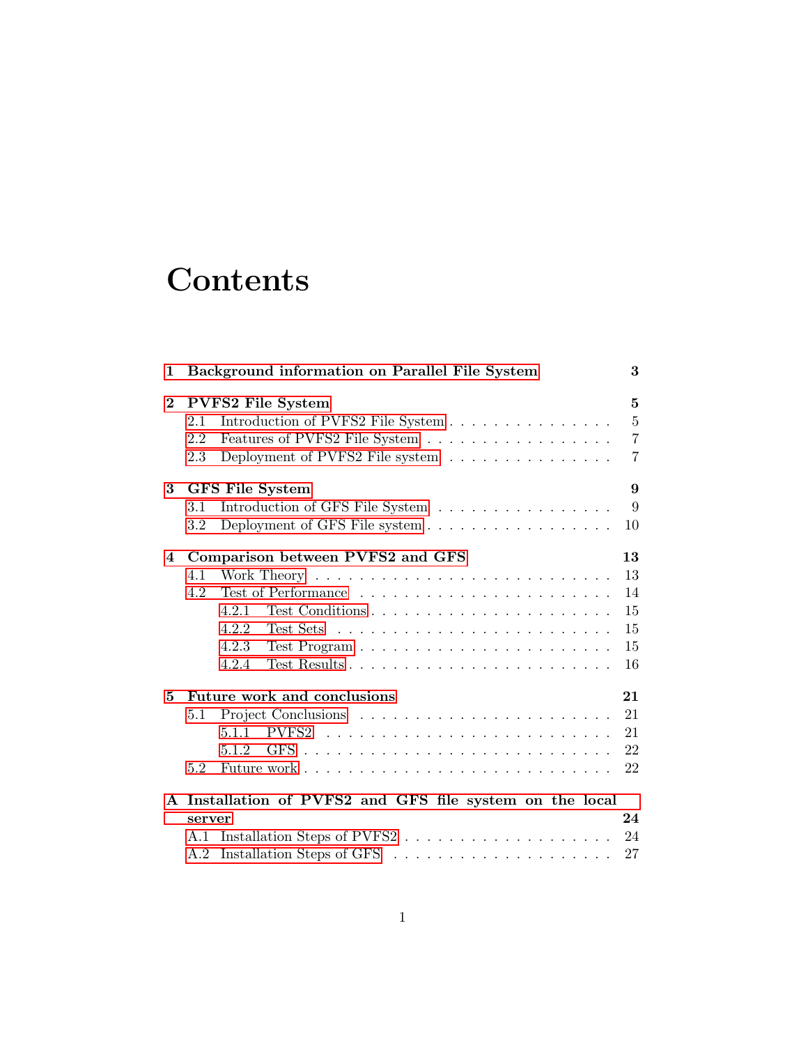# Contents

**1 Background information on Parallel File System** **3**

**2 PVFS2 File System** **5**
- 2.1 Introduction of PVFS2 File System . . . . . . . . . . . . . . . . 5
- 2.2 Features of PVFS2 File System . . . . . . . . . . . . . . . . . . 7
- 2.3 Deployment of PVFS2 File system . . . . . . . . . . . . . . . . 7

**3 GFS File System** **9**
- 3.1 Introduction of GFS File System . . . . . . . . . . . . . . . . . 9
- 3.2 Deployment of GFS File system . . . . . . . . . . . . . . . . . . 10

**4 Comparison between PVFS2 and GFS** **13**
- 4.1 Work Theory . . . . . . . . . . . . . . . . . . . . . . . . . . . . 13
- 4.2 Test of Performance . . . . . . . . . . . . . . . . . . . . . . . . 14
  - 4.2.1 Test Conditions . . . . . . . . . . . . . . . . . . . . . . . 15
  - 4.2.2 Test Sets . . . . . . . . . . . . . . . . . . . . . . . . . . 15
  - 4.2.3 Test Program . . . . . . . . . . . . . . . . . . . . . . . . 15
  - 4.2.4 Test Results . . . . . . . . . . . . . . . . . . . . . . . . 16

**5 Future work and conclusions** **21**
- 5.1 Project Conclusions . . . . . . . . . . . . . . . . . . . . . . . . 21
  - 5.1.1 PVFS2 . . . . . . . . . . . . . . . . . . . . . . . . . . . 21
  - 5.1.2 GFS . . . . . . . . . . . . . . . . . . . . . . . . . . . . . 22
- 5.2 Future work . . . . . . . . . . . . . . . . . . . . . . . . . . . . 22

**A Installation of PVFS2 and GFS file system on the local server** **24**
- A.1 Installation Steps of PVFS2 . . . . . . . . . . . . . . . . . . . . 24
- A.2 Installation Steps of GFS . . . . . . . . . . . . . . . . . . . . . 27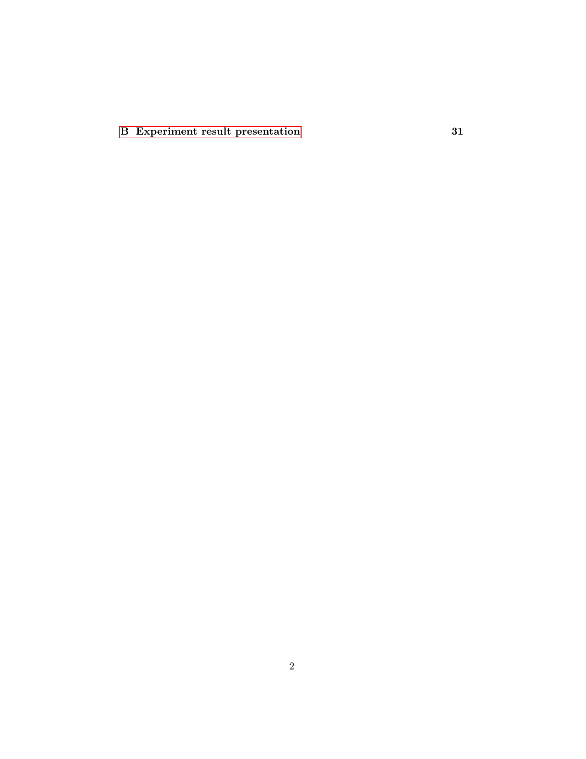**B Experiment result presentation** **31**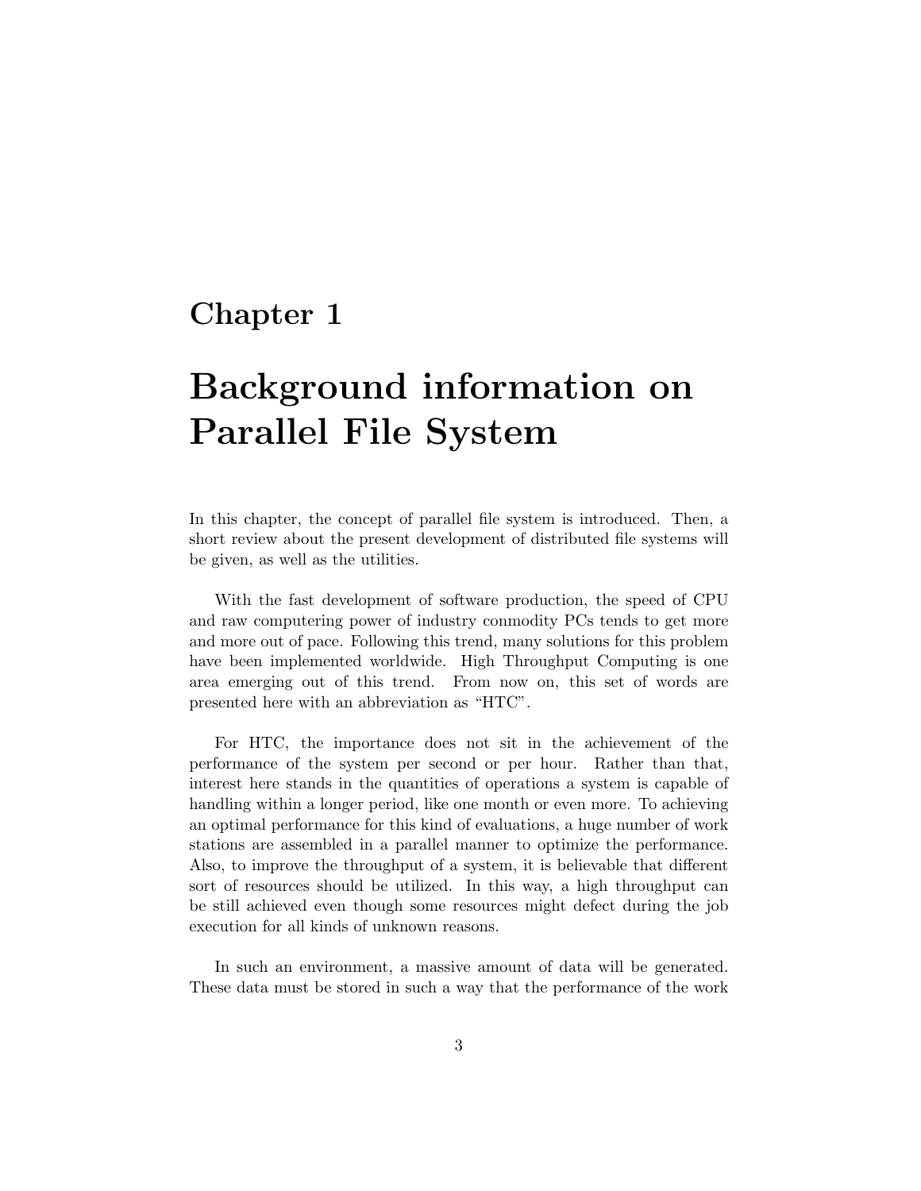# Chapter 1

# Background information on Parallel File System

In this chapter, the concept of parallel file system is introduced. Then, a short review about the present development of distributed file systems will be given, as well as the utilities.

With the fast development of software production, the speed of CPU and raw computering power of industry conmodity PCs tends to get more and more out of pace. Following this trend, many solutions for this problem have been implemented worldwide. High Throughput Computing is one area emerging out of this trend. From now on, this set of words are presented here with an abbreviation as “HTC”.

For HTC, the importance does not sit in the achievement of the performance of the system per second or per hour. Rather than that, interest here stands in the quantities of operations a system is capable of handling within a longer period, like one month or even more. To achieving an optimal performance for this kind of evaluations, a huge number of work stations are assembled in a parallel manner to optimize the performance. Also, to improve the throughput of a system, it is believable that different sort of resources should be utilized. In this way, a high throughput can be still achieved even though some resources might defect during the job execution for all kinds of unknown reasons.

In such an environment, a massive amount of data will be generated. These data must be stored in such a way that the performance of the work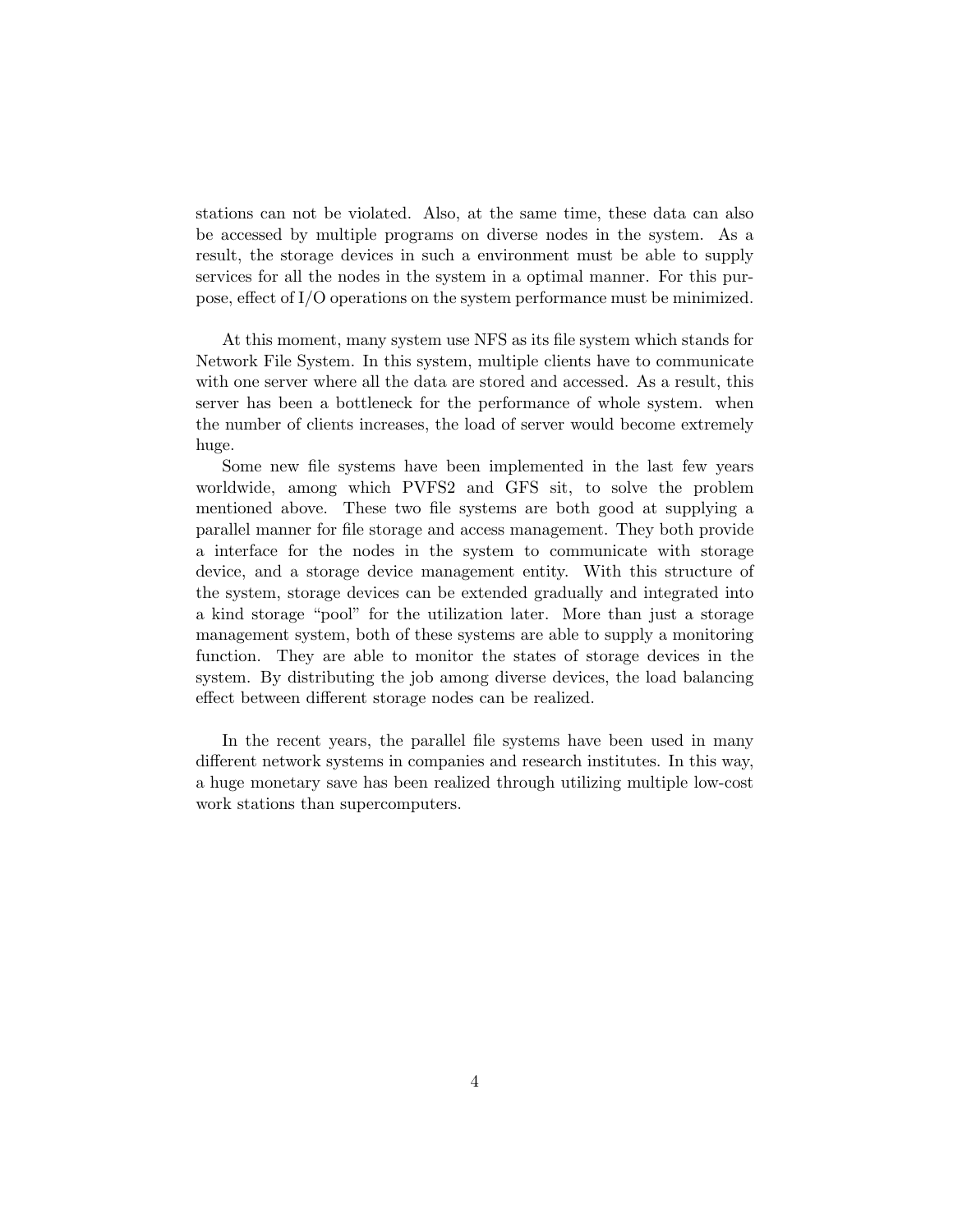stations can not be violated. Also, at the same time, these data can also be accessed by multiple programs on diverse nodes in the system. As a result, the storage devices in such a environment must be able to supply services for all the nodes in the system in a optimal manner. For this purpose, effect of I/O operations on the system performance must be minimized.

At this moment, many system use NFS as its file system which stands for Network File System. In this system, multiple clients have to communicate with one server where all the data are stored and accessed. As a result, this server has been a bottleneck for the performance of whole system. when the number of clients increases, the load of server would become extremely huge.

Some new file systems have been implemented in the last few years worldwide, among which PVFS2 and GFS sit, to solve the problem mentioned above. These two file systems are both good at supplying a parallel manner for file storage and access management. They both provide a interface for the nodes in the system to communicate with storage device, and a storage device management entity. With this structure of the system, storage devices can be extended gradually and integrated into a kind storage "pool" for the utilization later. More than just a storage management system, both of these systems are able to supply a monitoring function. They are able to monitor the states of storage devices in the system. By distributing the job among diverse devices, the load balancing effect between different storage nodes can be realized.

In the recent years, the parallel file systems have been used in many different network systems in companies and research institutes. In this way, a huge monetary save has been realized through utilizing multiple low-cost work stations than supercomputers.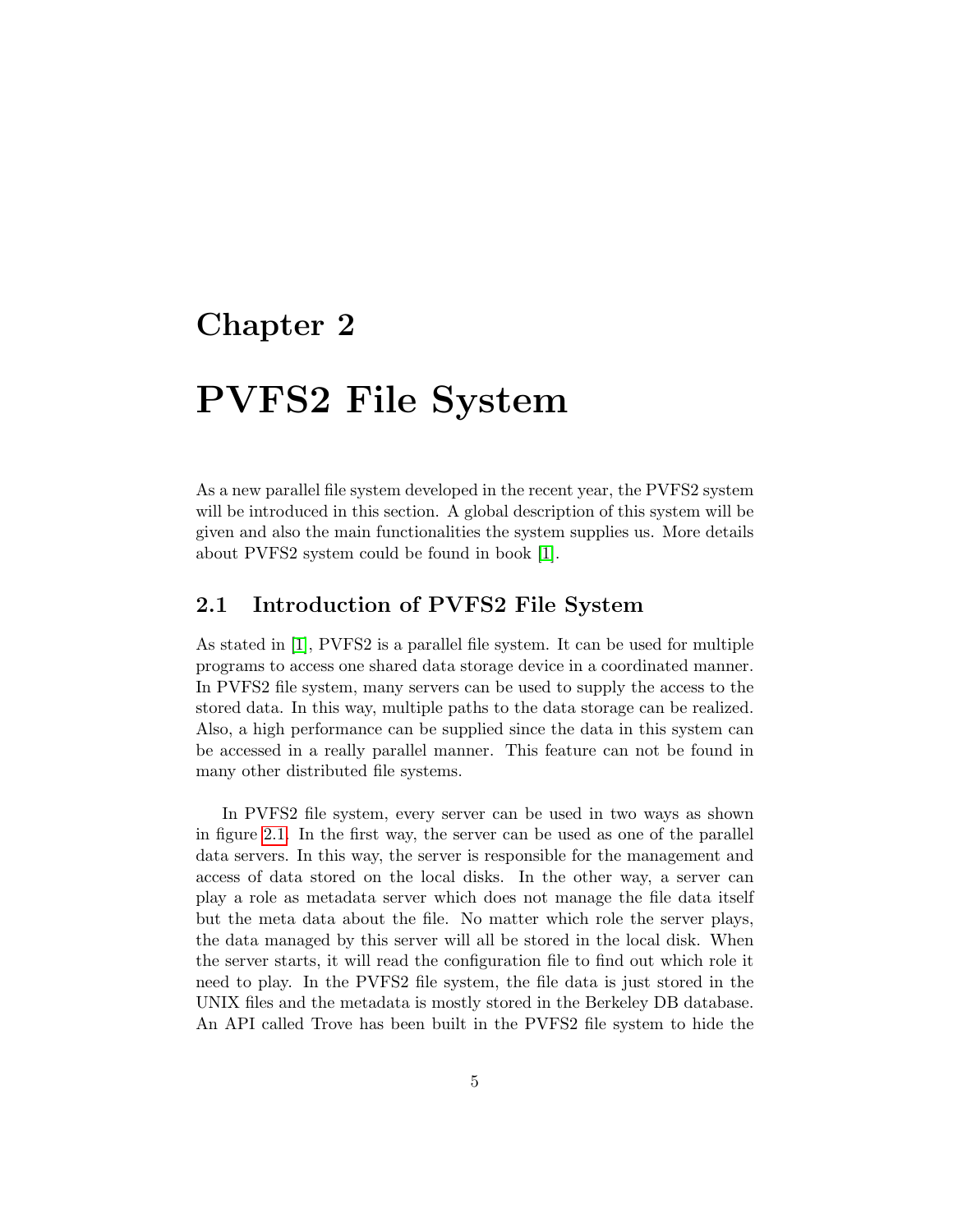# Chapter 2

# PVFS2 File System

As a new parallel file system developed in the recent year, the PVFS2 system will be introduced in this section. A global description of this system will be given and also the main functionalities the system supplies us. More details about PVFS2 system could be found in book [1].

## 2.1 Introduction of PVFS2 File System

As stated in [1], PVFS2 is a parallel file system. It can be used for multiple programs to access one shared data storage device in a coordinated manner. In PVFS2 file system, many servers can be used to supply the access to the stored data. In this way, multiple paths to the data storage can be realized. Also, a high performance can be supplied since the data in this system can be accessed in a really parallel manner. This feature can not be found in many other distributed file systems.

In PVFS2 file system, every server can be used in two ways as shown in figure 2.1. In the first way, the server can be used as one of the parallel data servers. In this way, the server is responsible for the management and access of data stored on the local disks. In the other way, a server can play a role as metadata server which does not manage the file data itself but the meta data about the file. No matter which role the server plays, the data managed by this server will all be stored in the local disk. When the server starts, it will read the configuration file to find out which role it need to play. In the PVFS2 file system, the file data is just stored in the UNIX files and the metadata is mostly stored in the Berkeley DB database. An API called Trove has been built in the PVFS2 file system to hide the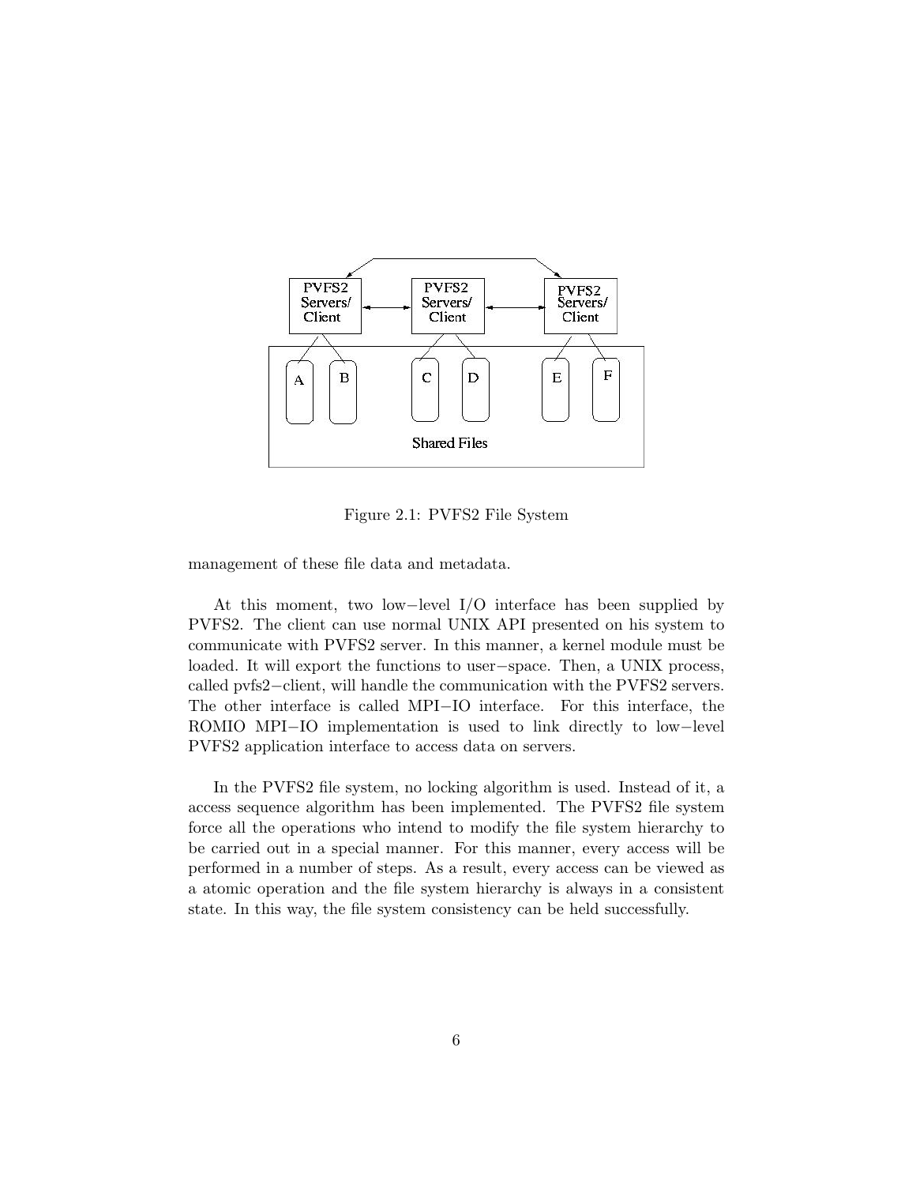Figure 2.1: PVFS2 File System

management of these file data and metadata.

At this moment, two low−level I/O interface has been supplied by PVFS2. The client can use normal UNIX API presented on his system to communicate with PVFS2 server. In this manner, a kernel module must be loaded. It will export the functions to user−space. Then, a UNIX process, called pvfs2−client, will handle the communication with the PVFS2 servers. The other interface is called MPI−IO interface. For this interface, the ROMIO MPI−IO implementation is used to link directly to low−level PVFS2 application interface to access data on servers.

In the PVFS2 file system, no locking algorithm is used. Instead of it, a access sequence algorithm has been implemented. The PVFS2 file system force all the operations who intend to modify the file system hierarchy to be carried out in a special manner. For this manner, every access will be performed in a number of steps. As a result, every access can be viewed as a atomic operation and the file system hierarchy is always in a consistent state. In this way, the file system consistency can be held successfully.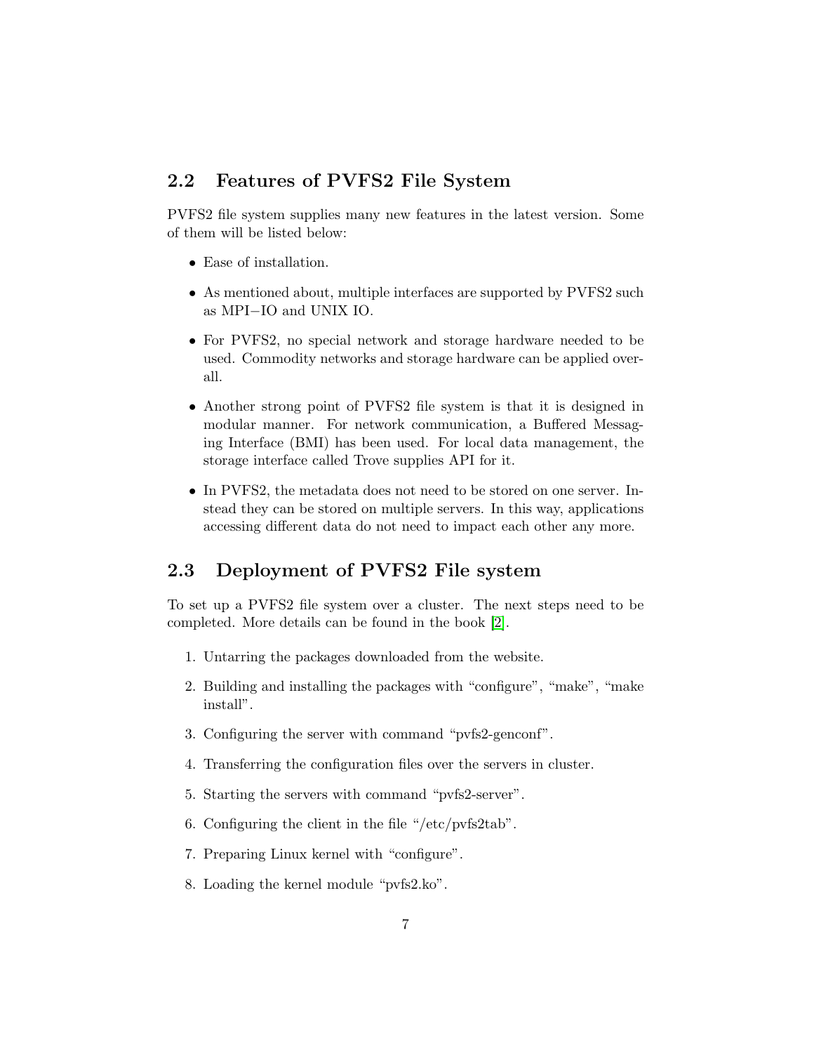## 2.2 Features of PVFS2 File System

PVFS2 file system supplies many new features in the latest version. Some of them will be listed below:

- Ease of installation.
- As mentioned about, multiple interfaces are supported by PVFS2 such as MPI−IO and UNIX IO.
- For PVFS2, no special network and storage hardware needed to be used. Commodity networks and storage hardware can be applied overall.
- Another strong point of PVFS2 file system is that it is designed in modular manner. For network communication, a Buffered Messaging Interface (BMI) has been used. For local data management, the storage interface called Trove supplies API for it.
- In PVFS2, the metadata does not need to be stored on one server. Instead they can be stored on multiple servers. In this way, applications accessing different data do not need to impact each other any more.

## 2.3 Deployment of PVFS2 File system

To set up a PVFS2 file system over a cluster. The next steps need to be completed. More details can be found in the book [2].

1. Untarring the packages downloaded from the website.
2. Building and installing the packages with "configure", "make", "make install".
3. Configuring the server with command "pvfs2-genconf".
4. Transferring the configuration files over the servers in cluster.
5. Starting the servers with command "pvfs2-server".
6. Configuring the client in the file "/etc/pvfs2tab".
7. Preparing Linux kernel with "configure".
8. Loading the kernel module "pvfs2.ko".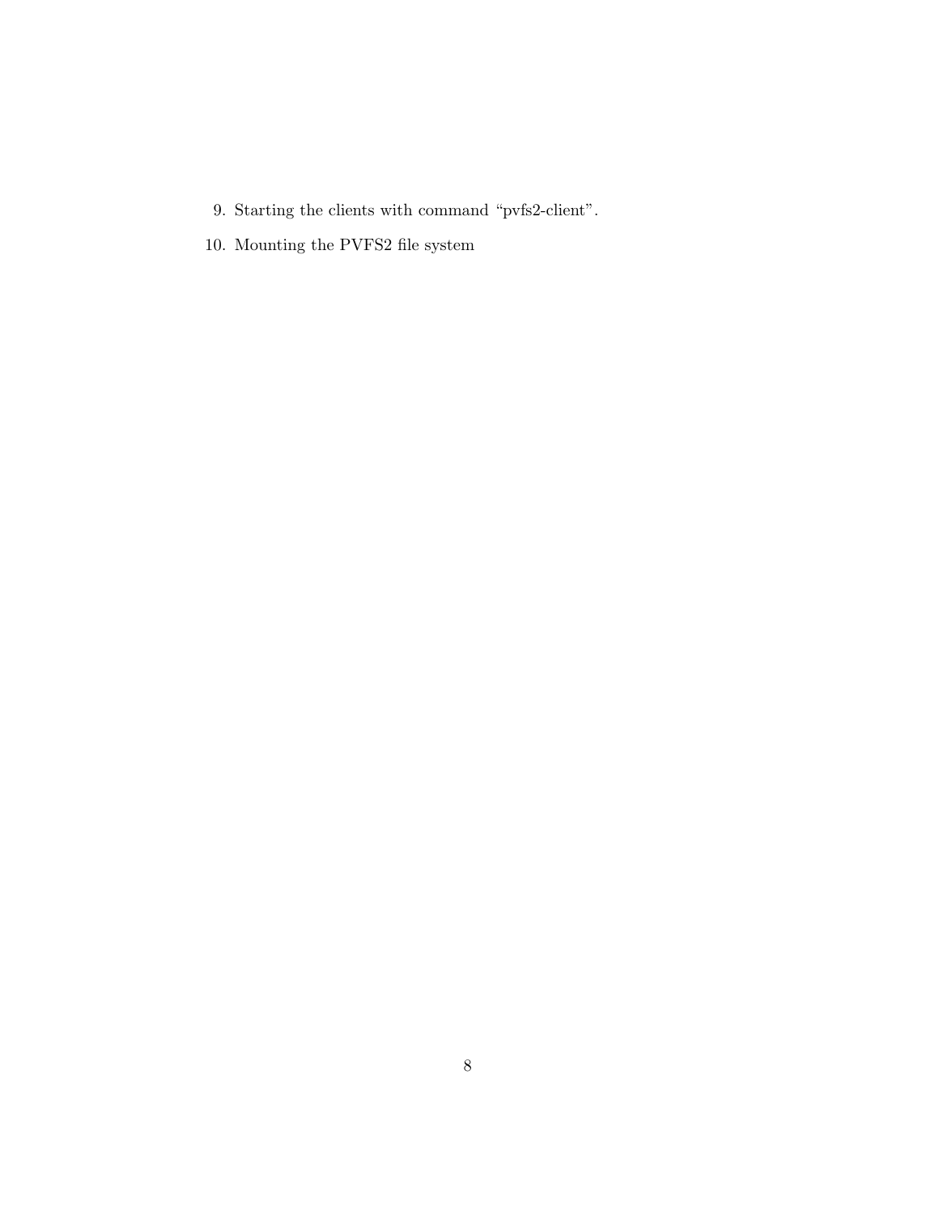9. Starting the clients with command “pvfs2-client”.
10. Mounting the PVFS2 file system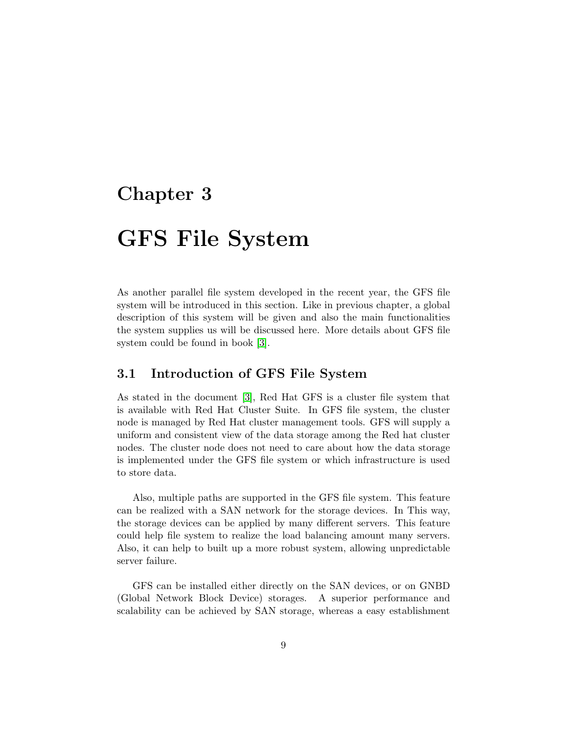# Chapter 3

# GFS File System

As another parallel file system developed in the recent year, the GFS file system will be introduced in this section. Like in previous chapter, a global description of this system will be given and also the main functionalities the system supplies us will be discussed here. More details about GFS file system could be found in book [3].

## 3.1 Introduction of GFS File System

As stated in the document [3], Red Hat GFS is a cluster file system that is available with Red Hat Cluster Suite. In GFS file system, the cluster node is managed by Red Hat cluster management tools. GFS will supply a uniform and consistent view of the data storage among the Red hat cluster nodes. The cluster node does not need to care about how the data storage is implemented under the GFS file system or which infrastructure is used to store data.

Also, multiple paths are supported in the GFS file system. This feature can be realized with a SAN network for the storage devices. In This way, the storage devices can be applied by many different servers. This feature could help file system to realize the load balancing amount many servers. Also, it can help to built up a more robust system, allowing unpredictable server failure.

GFS can be installed either directly on the SAN devices, or on GNBD (Global Network Block Device) storages. A superior performance and scalability can be achieved by SAN storage, whereas a easy establishment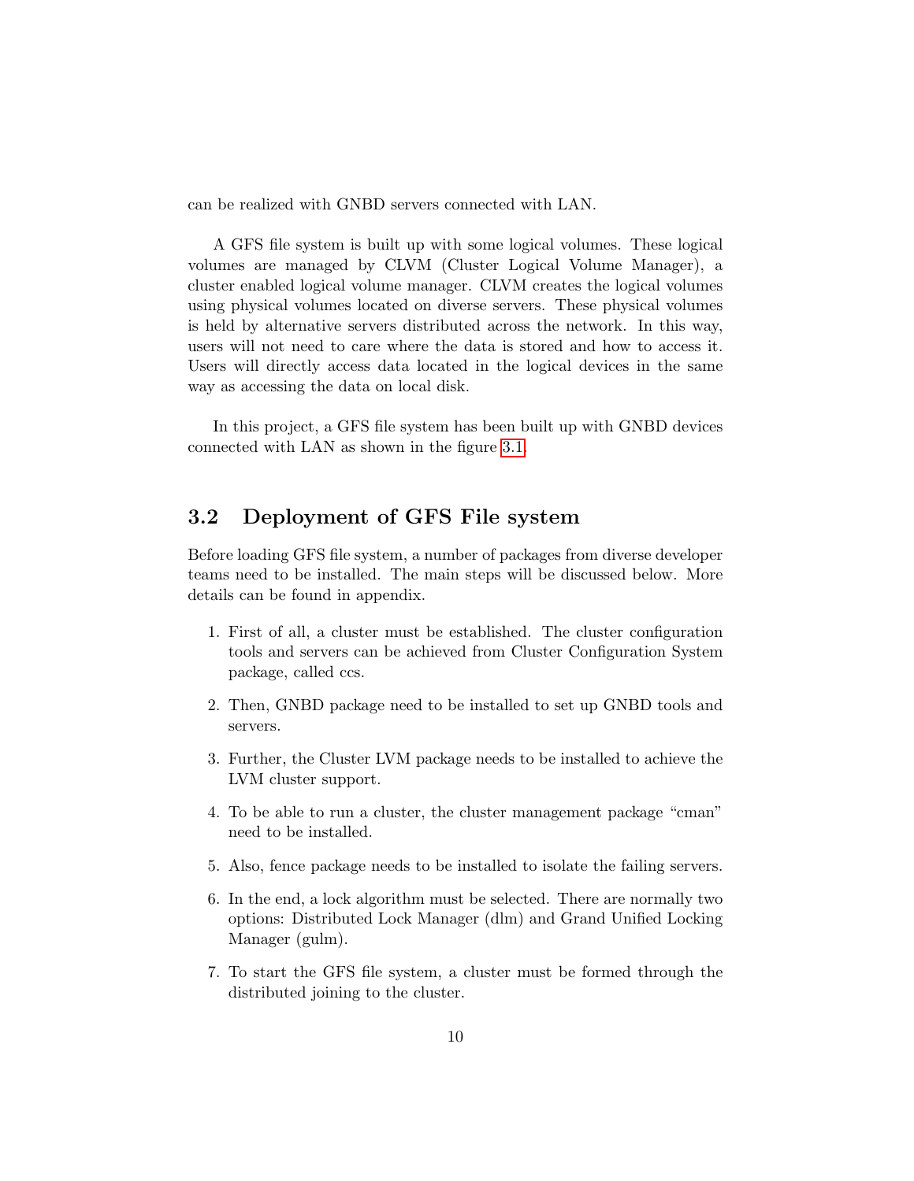can be realized with GNBD servers connected with LAN.

A GFS file system is built up with some logical volumes. These logical volumes are managed by CLVM (Cluster Logical Volume Manager), a cluster enabled logical volume manager. CLVM creates the logical volumes using physical volumes located on diverse servers. These physical volumes is held by alternative servers distributed across the network. In this way, users will not need to care where the data is stored and how to access it. Users will directly access data located in the logical devices in the same way as accessing the data on local disk.

In this project, a GFS file system has been built up with GNBD devices connected with LAN as shown in the figure 3.1.

## 3.2 Deployment of GFS File system

Before loading GFS file system, a number of packages from diverse developer teams need to be installed. The main steps will be discussed below. More details can be found in appendix.

1. First of all, a cluster must be established. The cluster configuration tools and servers can be achieved from Cluster Configuration System package, called ccs.
2. Then, GNBD package need to be installed to set up GNBD tools and servers.
3. Further, the Cluster LVM package needs to be installed to achieve the LVM cluster support.
4. To be able to run a cluster, the cluster management package "cman" need to be installed.
5. Also, fence package needs to be installed to isolate the failing servers.
6. In the end, a lock algorithm must be selected. There are normally two options: Distributed Lock Manager (dlm) and Grand Unified Locking Manager (gulm).
7. To start the GFS file system, a cluster must be formed through the distributed joining to the cluster.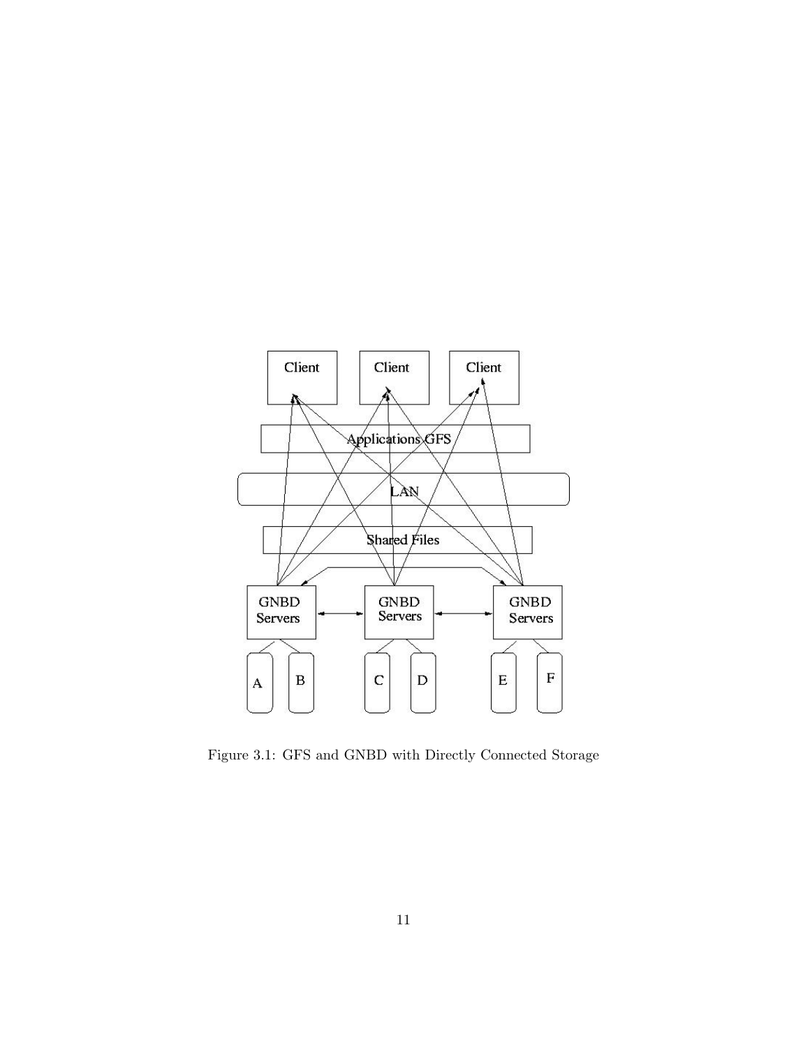Figure 3.1: GFS and GNBD with Directly Connected Storage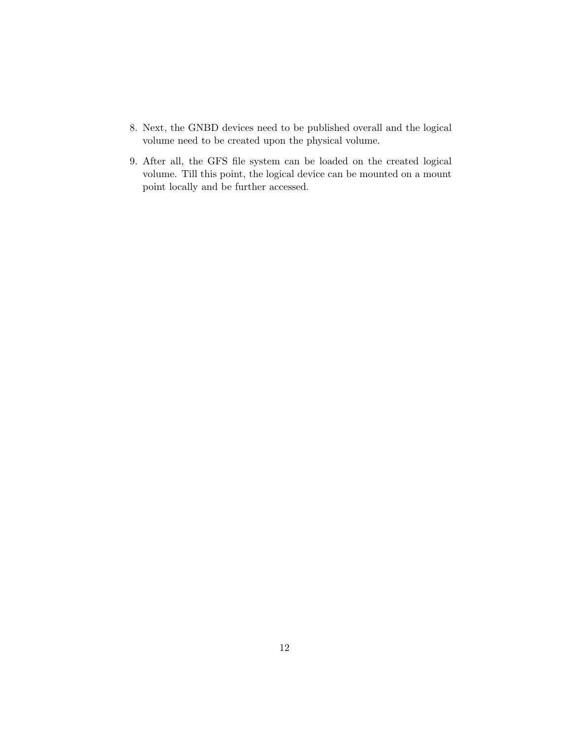8. Next, the GNBD devices need to be published overall and the logical volume need to be created upon the physical volume.

9. After all, the GFS file system can be loaded on the created logical volume. Till this point, the logical device can be mounted on a mount point locally and be further accessed.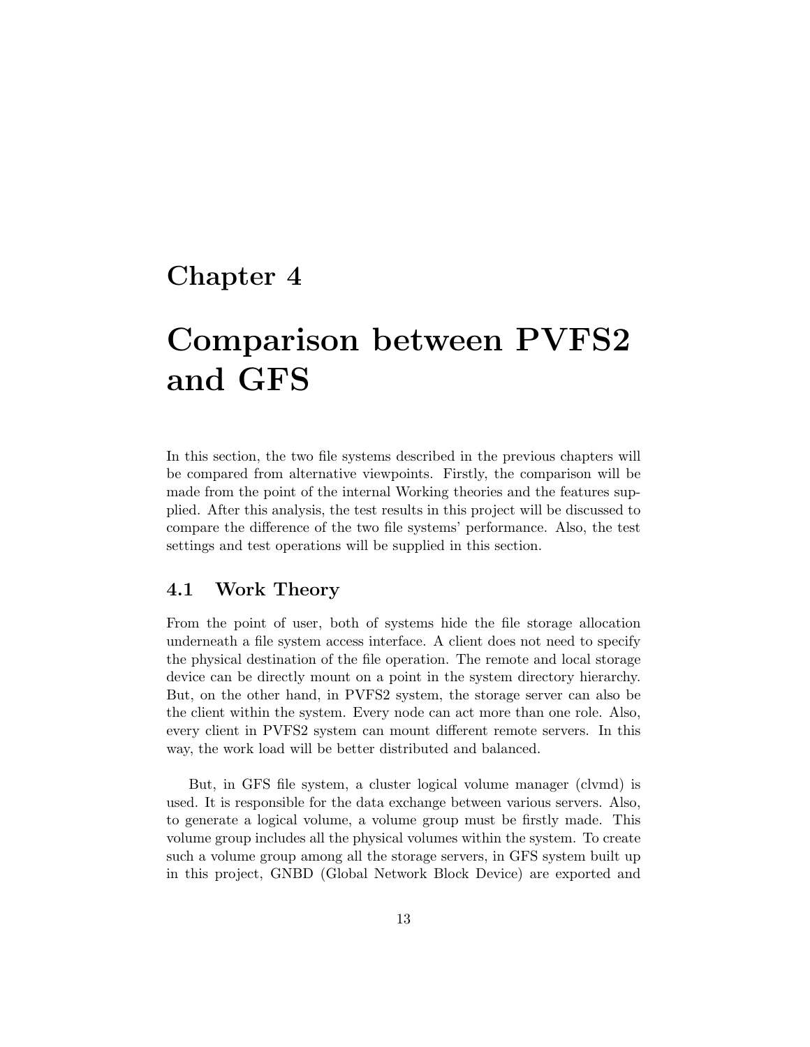# Chapter 4

# Comparison between PVFS2 and GFS

In this section, the two file systems described in the previous chapters will be compared from alternative viewpoints. Firstly, the comparison will be made from the point of the internal Working theories and the features supplied. After this analysis, the test results in this project will be discussed to compare the difference of the two file systems' performance. Also, the test settings and test operations will be supplied in this section.

## 4.1 Work Theory

From the point of user, both of systems hide the file storage allocation underneath a file system access interface. A client does not need to specify the physical destination of the file operation. The remote and local storage device can be directly mount on a point in the system directory hierarchy. But, on the other hand, in PVFS2 system, the storage server can also be the client within the system. Every node can act more than one role. Also, every client in PVFS2 system can mount different remote servers. In this way, the work load will be better distributed and balanced.

But, in GFS file system, a cluster logical volume manager (clvmd) is used. It is responsible for the data exchange between various servers. Also, to generate a logical volume, a volume group must be firstly made. This volume group includes all the physical volumes within the system. To create such a volume group among all the storage servers, in GFS system built up in this project, GNBD (Global Network Block Device) are exported and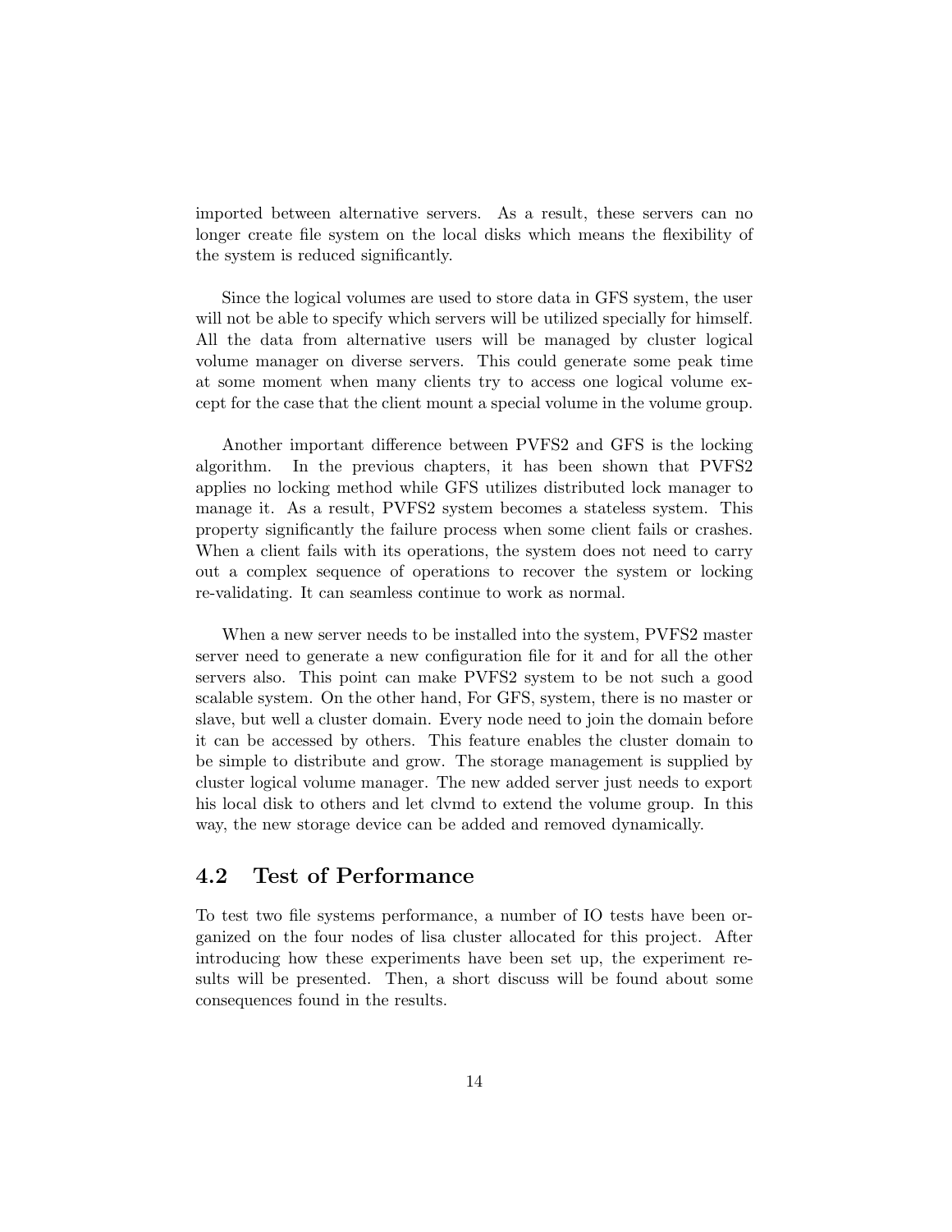imported between alternative servers. As a result, these servers can no longer create file system on the local disks which means the flexibility of the system is reduced significantly.

Since the logical volumes are used to store data in GFS system, the user will not be able to specify which servers will be utilized specially for himself. All the data from alternative users will be managed by cluster logical volume manager on diverse servers. This could generate some peak time at some moment when many clients try to access one logical volume except for the case that the client mount a special volume in the volume group.

Another important difference between PVFS2 and GFS is the locking algorithm. In the previous chapters, it has been shown that PVFS2 applies no locking method while GFS utilizes distributed lock manager to manage it. As a result, PVFS2 system becomes a stateless system. This property significantly the failure process when some client fails or crashes. When a client fails with its operations, the system does not need to carry out a complex sequence of operations to recover the system or locking re-validating. It can seamless continue to work as normal.

When a new server needs to be installed into the system, PVFS2 master server need to generate a new configuration file for it and for all the other servers also. This point can make PVFS2 system to be not such a good scalable system. On the other hand, For GFS, system, there is no master or slave, but well a cluster domain. Every node need to join the domain before it can be accessed by others. This feature enables the cluster domain to be simple to distribute and grow. The storage management is supplied by cluster logical volume manager. The new added server just needs to export his local disk to others and let clvmd to extend the volume group. In this way, the new storage device can be added and removed dynamically.

## 4.2 Test of Performance

To test two file systems performance, a number of IO tests have been organized on the four nodes of lisa cluster allocated for this project. After introducing how these experiments have been set up, the experiment results will be presented. Then, a short discuss will be found about some consequences found in the results.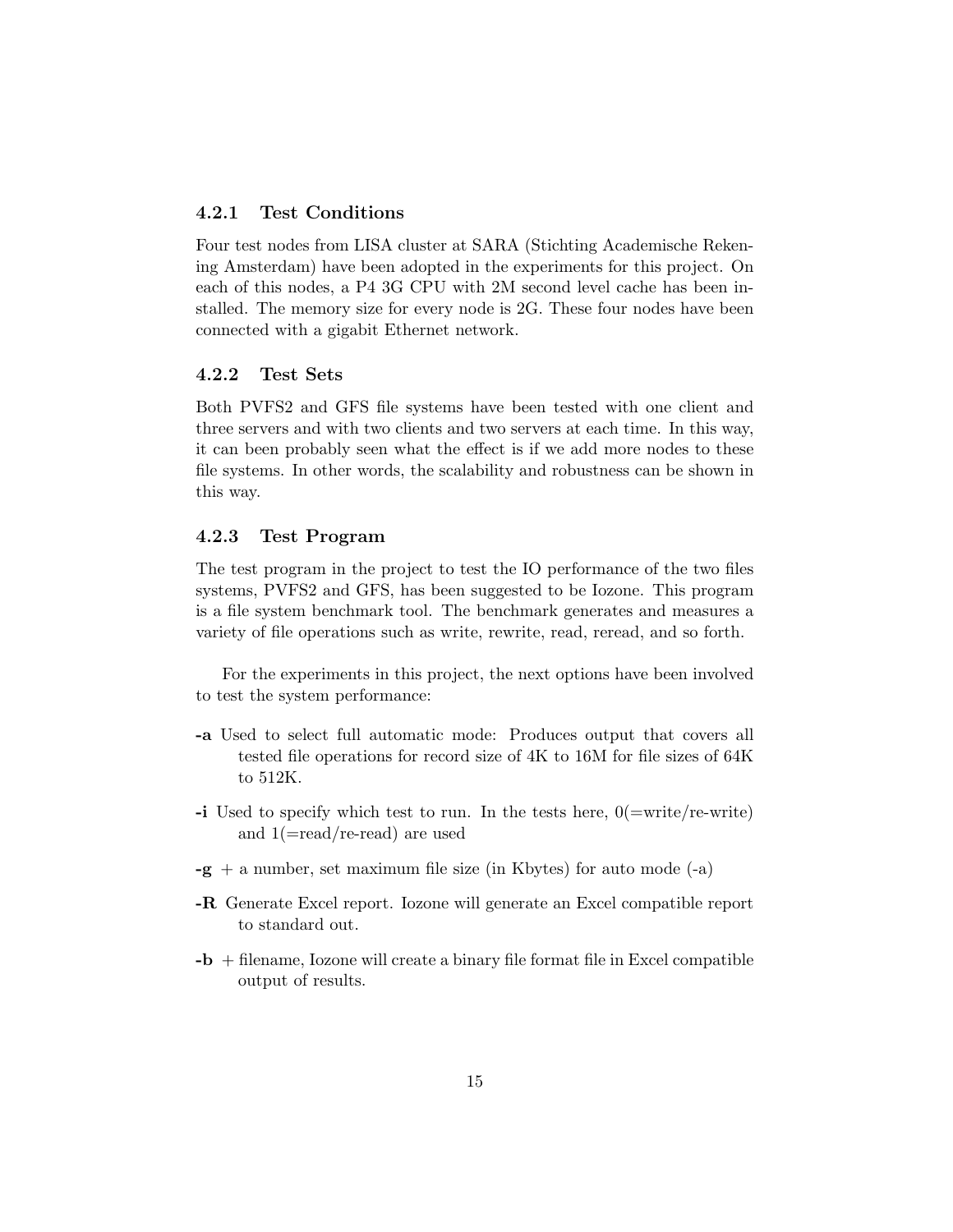### 4.2.1 Test Conditions

Four test nodes from LISA cluster at SARA (Stichting Academische Rekening Amsterdam) have been adopted in the experiments for this project. On each of this nodes, a P4 3G CPU with 2M second level cache has been installed. The memory size for every node is 2G. These four nodes have been connected with a gigabit Ethernet network.

### 4.2.2 Test Sets

Both PVFS2 and GFS file systems have been tested with one client and three servers and with two clients and two servers at each time. In this way, it can been probably seen what the effect is if we add more nodes to these file systems. In other words, the scalability and robustness can be shown in this way.

### 4.2.3 Test Program

The test program in the project to test the IO performance of the two files systems, PVFS2 and GFS, has been suggested to be Iozone. This program is a file system benchmark tool. The benchmark generates and measures a variety of file operations such as write, rewrite, read, reread, and so forth.

For the experiments in this project, the next options have been involved to test the system performance:

**-a** Used to select full automatic mode: Produces output that covers all tested file operations for record size of 4K to 16M for file sizes of 64K to 512K.

**-i** Used to specify which test to run. In the tests here, 0(=write/re-write) and 1(=read/re-read) are used

**-g** + a number, set maximum file size (in Kbytes) for auto mode (-a)

**-R** Generate Excel report. Iozone will generate an Excel compatible report to standard out.

**-b** + filename, Iozone will create a binary file format file in Excel compatible output of results.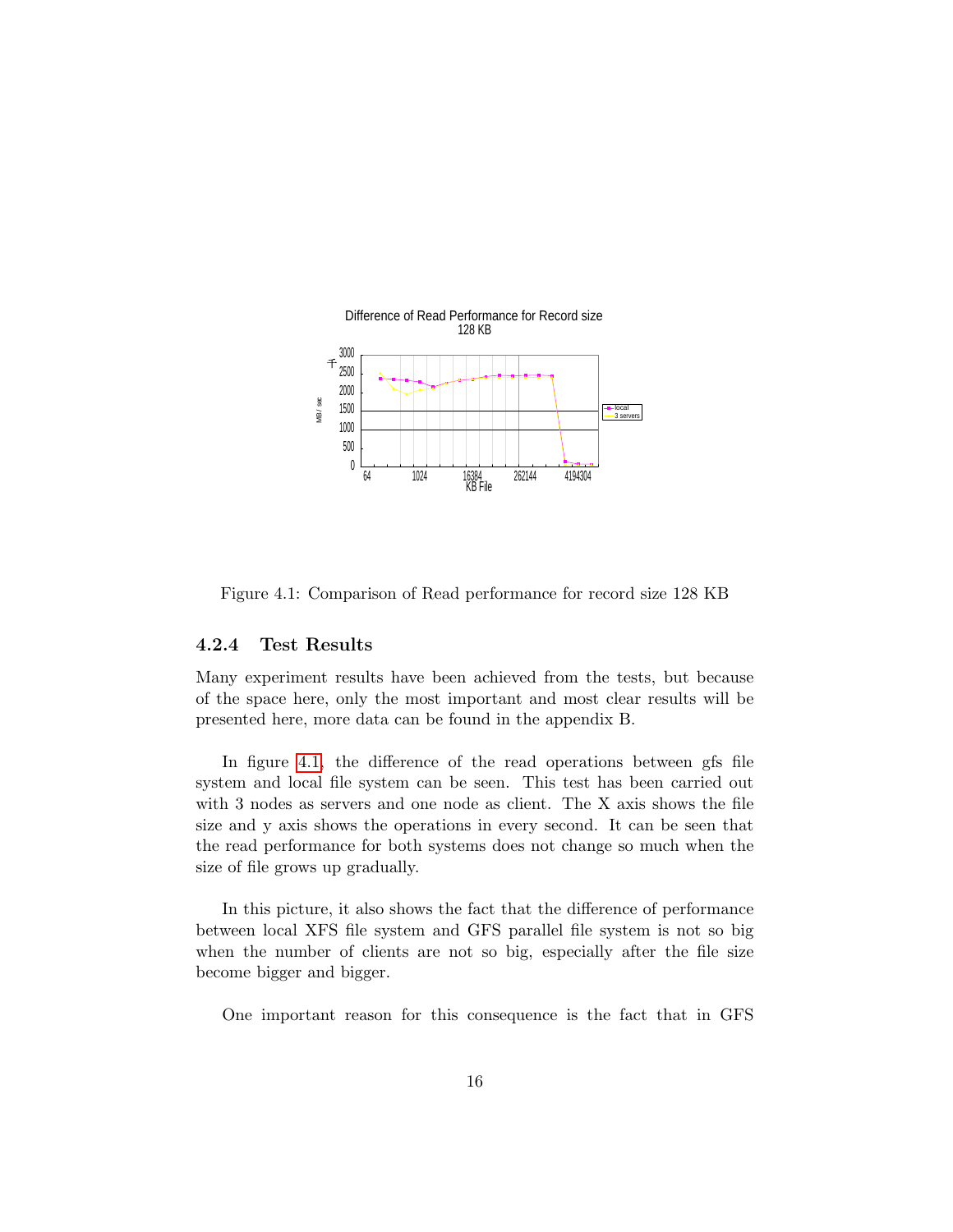Difference of Read Performance for Record size 128 KB

Figure 4.1: Comparison of Read performance for record size 128 KB

### 4.2.4 Test Results

Many experiment results have been achieved from the tests, but because of the space here, only the most important and most clear results will be presented here, more data can be found in the appendix B.

In figure 4.1, the difference of the read operations between gfs file system and local file system can be seen. This test has been carried out with 3 nodes as servers and one node as client. The X axis shows the file size and y axis shows the operations in every second. It can be seen that the read performance for both systems does not change so much when the size of file grows up gradually.

In this picture, it also shows the fact that the difference of performance between local XFS file system and GFS parallel file system is not so big when the number of clients are not so big, especially after the file size become bigger and bigger.

One important reason for this consequence is the fact that in GFS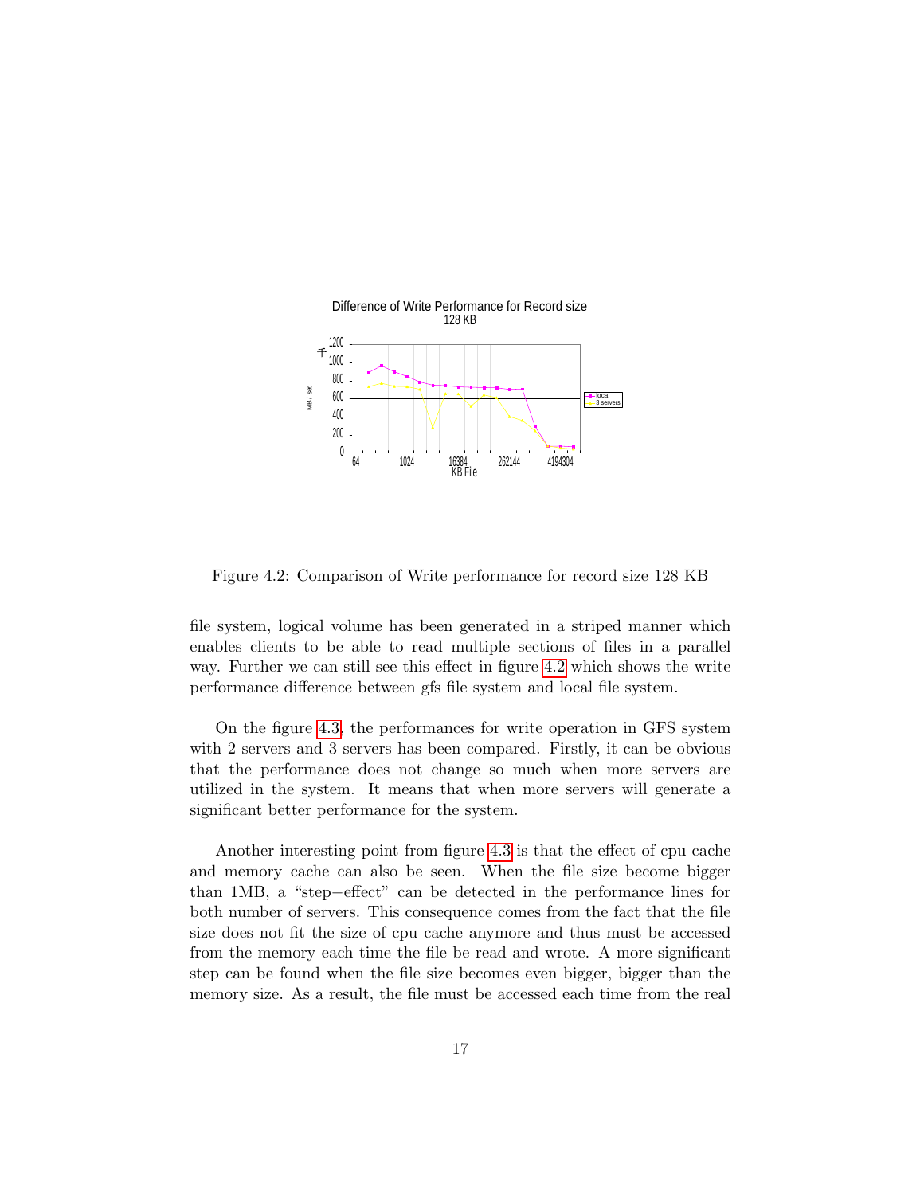Figure 4.2: Comparison of Write performance for record size 128 KB

file system, logical volume has been generated in a striped manner which enables clients to be able to read multiple sections of files in a parallel way. Further we can still see this effect in figure 4.2 which shows the write performance difference between gfs file system and local file system.

On the figure 4.3, the performances for write operation in GFS system with 2 servers and 3 servers has been compared. Firstly, it can be obvious that the performance does not change so much when more servers are utilized in the system. It means that when more servers will generate a significant better performance for the system.

Another interesting point from figure 4.3 is that the effect of cpu cache and memory cache can also be seen. When the file size become bigger than 1MB, a "step−effect" can be detected in the performance lines for both number of servers. This consequence comes from the fact that the file size does not fit the size of cpu cache anymore and thus must be accessed from the memory each time the file be read and wrote. A more significant step can be found when the file size becomes even bigger, bigger than the memory size. As a result, the file must be accessed each time from the real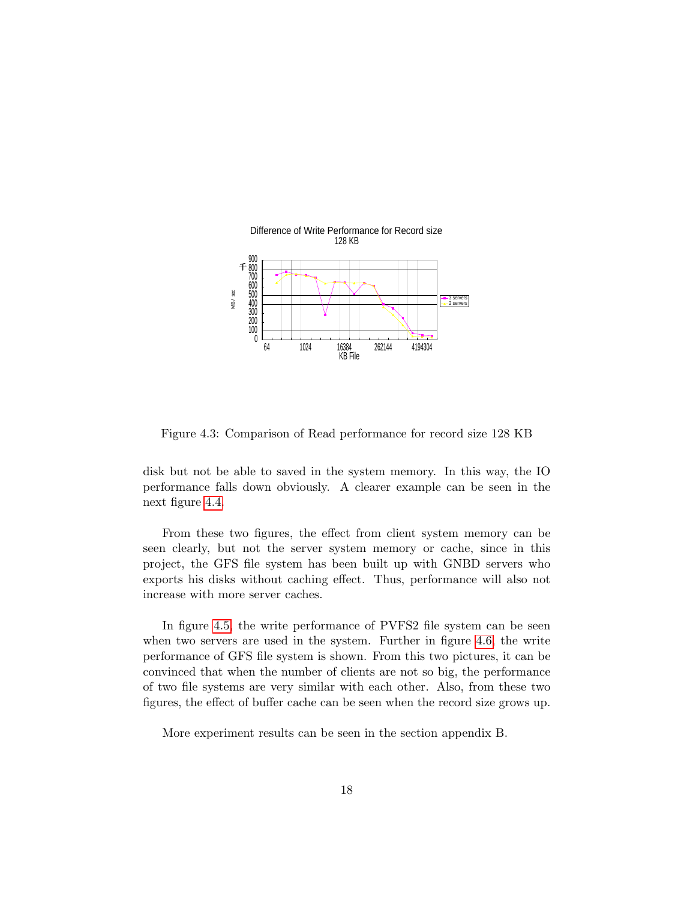Difference of Write Performance for Record size 128 KB

Figure 4.3: Comparison of Read performance for record size 128 KB

disk but not be able to saved in the system memory. In this way, the IO performance falls down obviously. A clearer example can be seen in the next figure 4.4.

From these two figures, the effect from client system memory can be seen clearly, but not the server system memory or cache, since in this project, the GFS file system has been built up with GNBD servers who exports his disks without caching effect. Thus, performance will also not increase with more server caches.

In figure 4.5, the write performance of PVFS2 file system can be seen when two servers are used in the system. Further in figure 4.6, the write performance of GFS file system is shown. From this two pictures, it can be convinced that when the number of clients are not so big, the performance of two file systems are very similar with each other. Also, from these two figures, the effect of buffer cache can be seen when the record size grows up.

More experiment results can be seen in the section appendix B.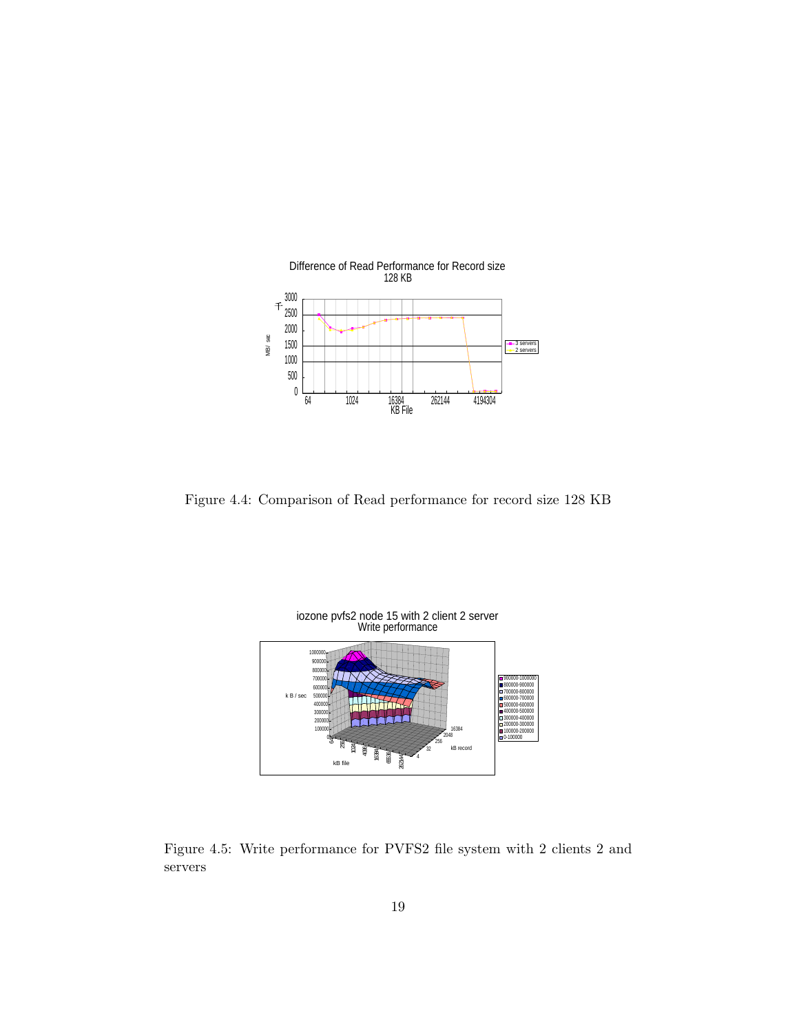Figure 4.4: Comparison of Read performance for record size 128 KB

Figure 4.5: Write performance for PVFS2 file system with 2 clients 2 and servers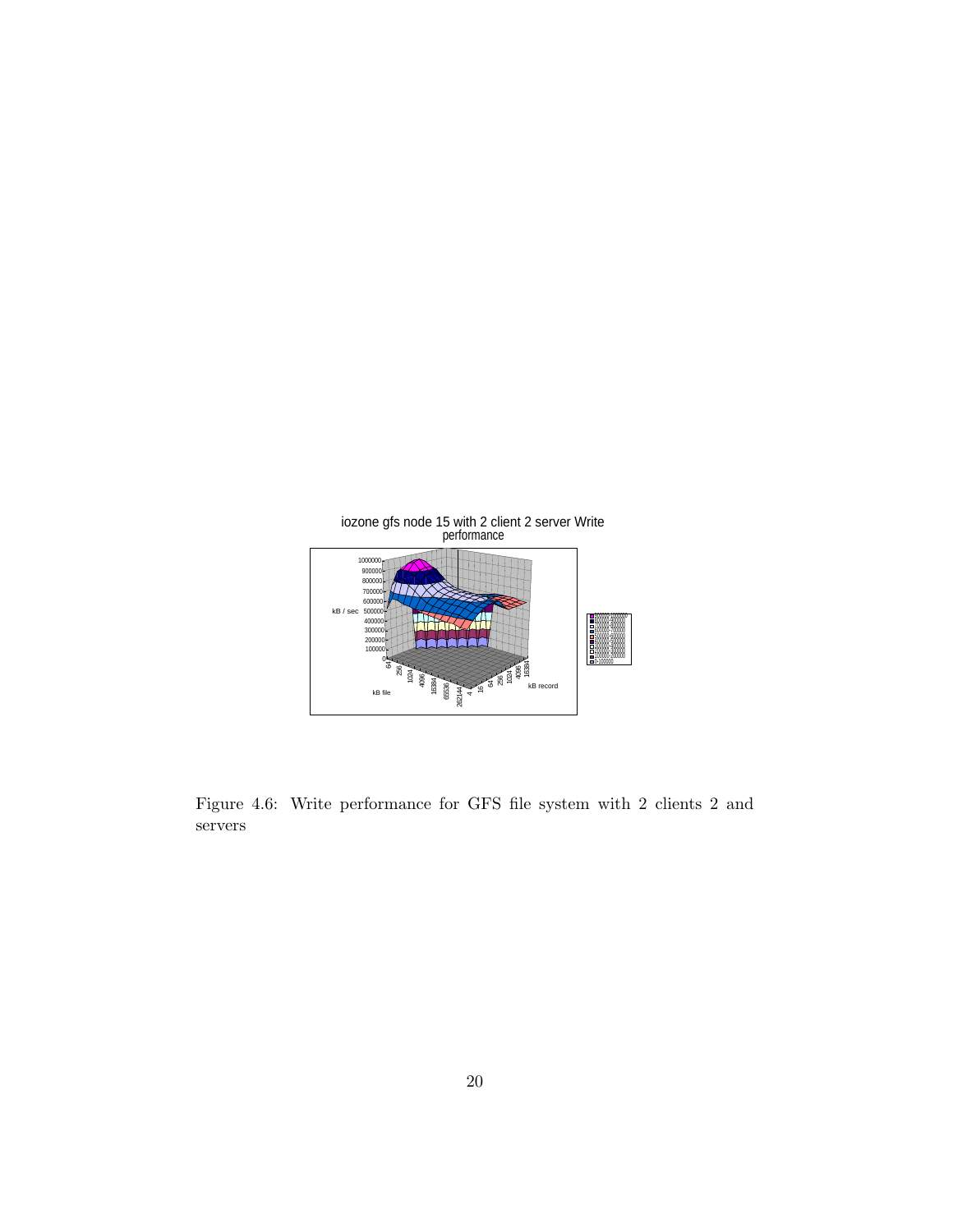iozone gfs node 15 with 2 client 2 server Write performance

Figure 4.6: Write performance for GFS file system with 2 clients 2 and servers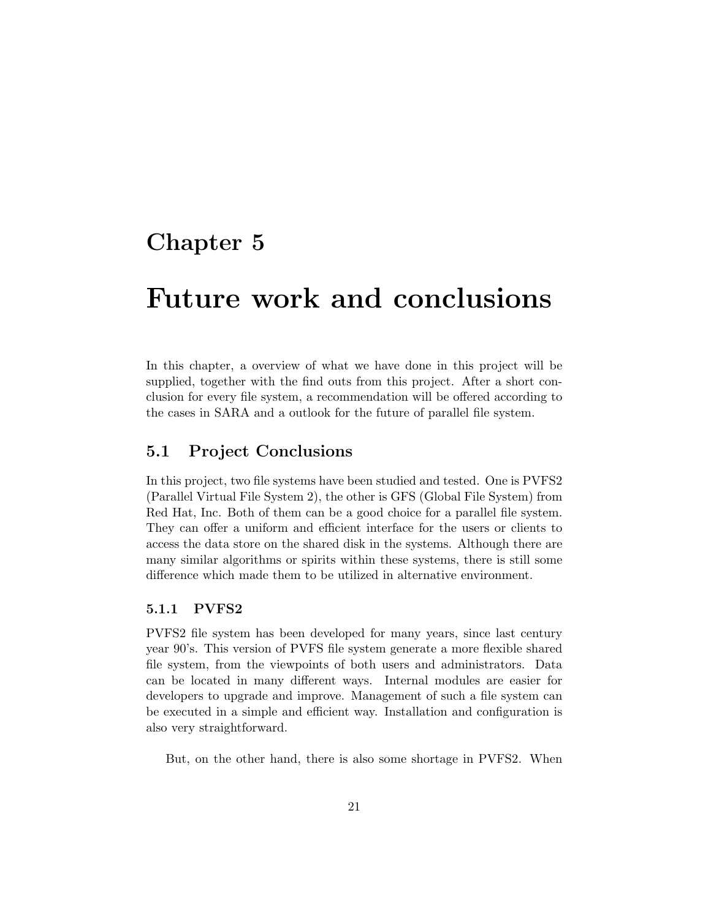# Chapter 5

# Future work and conclusions

In this chapter, a overview of what we have done in this project will be supplied, together with the find outs from this project. After a short conclusion for every file system, a recommendation will be offered according to the cases in SARA and a outlook for the future of parallel file system.

## 5.1 Project Conclusions

In this project, two file systems have been studied and tested. One is PVFS2 (Parallel Virtual File System 2), the other is GFS (Global File System) from Red Hat, Inc. Both of them can be a good choice for a parallel file system. They can offer a uniform and efficient interface for the users or clients to access the data store on the shared disk in the systems. Although there are many similar algorithms or spirits within these systems, there is still some difference which made them to be utilized in alternative environment.

### 5.1.1 PVFS2

PVFS2 file system has been developed for many years, since last century year 90's. This version of PVFS file system generate a more flexible shared file system, from the viewpoints of both users and administrators. Data can be located in many different ways. Internal modules are easier for developers to upgrade and improve. Management of such a file system can be executed in a simple and efficient way. Installation and configuration is also very straightforward.

But, on the other hand, there is also some shortage in PVFS2. When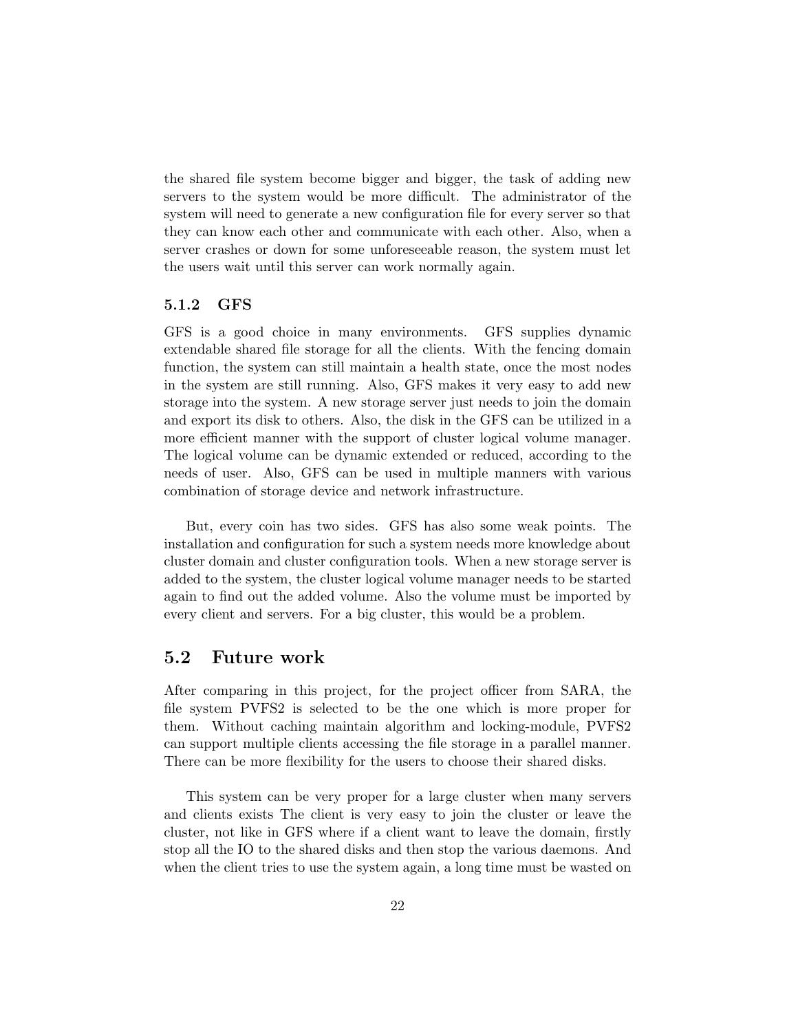the shared file system become bigger and bigger, the task of adding new servers to the system would be more difficult. The administrator of the system will need to generate a new configuration file for every server so that they can know each other and communicate with each other. Also, when a server crashes or down for some unforeseeable reason, the system must let the users wait until this server can work normally again.

### 5.1.2 GFS

GFS is a good choice in many environments. GFS supplies dynamic extendable shared file storage for all the clients. With the fencing domain function, the system can still maintain a health state, once the most nodes in the system are still running. Also, GFS makes it very easy to add new storage into the system. A new storage server just needs to join the domain and export its disk to others. Also, the disk in the GFS can be utilized in a more efficient manner with the support of cluster logical volume manager. The logical volume can be dynamic extended or reduced, according to the needs of user. Also, GFS can be used in multiple manners with various combination of storage device and network infrastructure.

But, every coin has two sides. GFS has also some weak points. The installation and configuration for such a system needs more knowledge about cluster domain and cluster configuration tools. When a new storage server is added to the system, the cluster logical volume manager needs to be started again to find out the added volume. Also the volume must be imported by every client and servers. For a big cluster, this would be a problem.

## 5.2 Future work

After comparing in this project, for the project officer from SARA, the file system PVFS2 is selected to be the one which is more proper for them. Without caching maintain algorithm and locking-module, PVFS2 can support multiple clients accessing the file storage in a parallel manner. There can be more flexibility for the users to choose their shared disks.

This system can be very proper for a large cluster when many servers and clients exists The client is very easy to join the cluster or leave the cluster, not like in GFS where if a client want to leave the domain, firstly stop all the IO to the shared disks and then stop the various daemons. And when the client tries to use the system again, a long time must be wasted on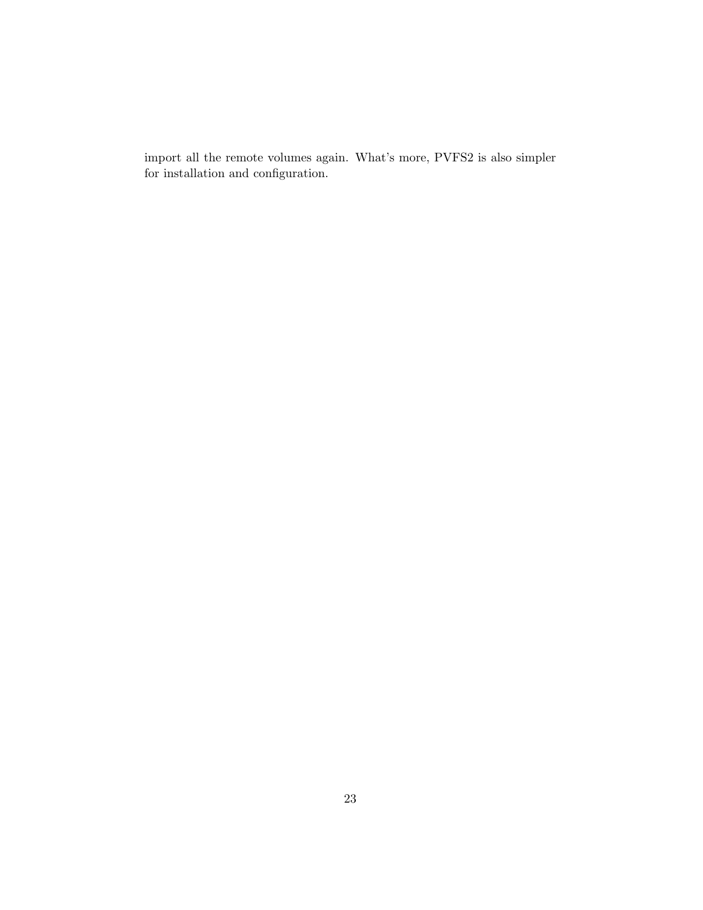import all the remote volumes again. What's more, PVFS2 is also simpler for installation and configuration.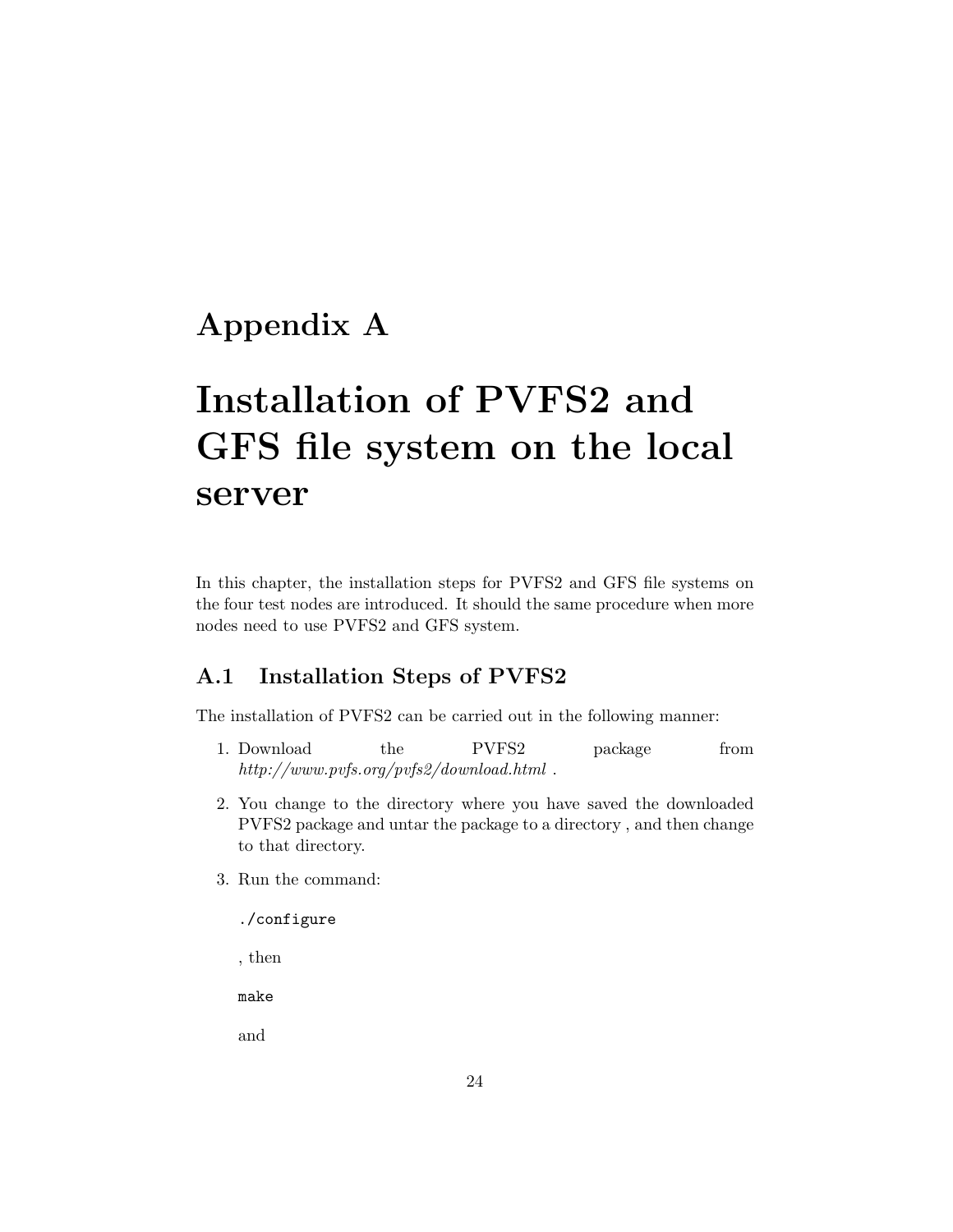# Appendix A

# Installation of PVFS2 and GFS file system on the local server

In this chapter, the installation steps for PVFS2 and GFS file systems on the four test nodes are introduced. It should the same procedure when more nodes need to use PVFS2 and GFS system.

## A.1 Installation Steps of PVFS2

The installation of PVFS2 can be carried out in the following manner:

1. Download the PVFS2 package from *http://www.pvfs.org/pvfs2/download.html* .
2. You change to the directory where you have saved the downloaded PVFS2 package and untar the package to a directory , and then change to that directory.
3. Run the command:

   ```
   ./configure
   ```

   , then

   ```
   make
   ```

   and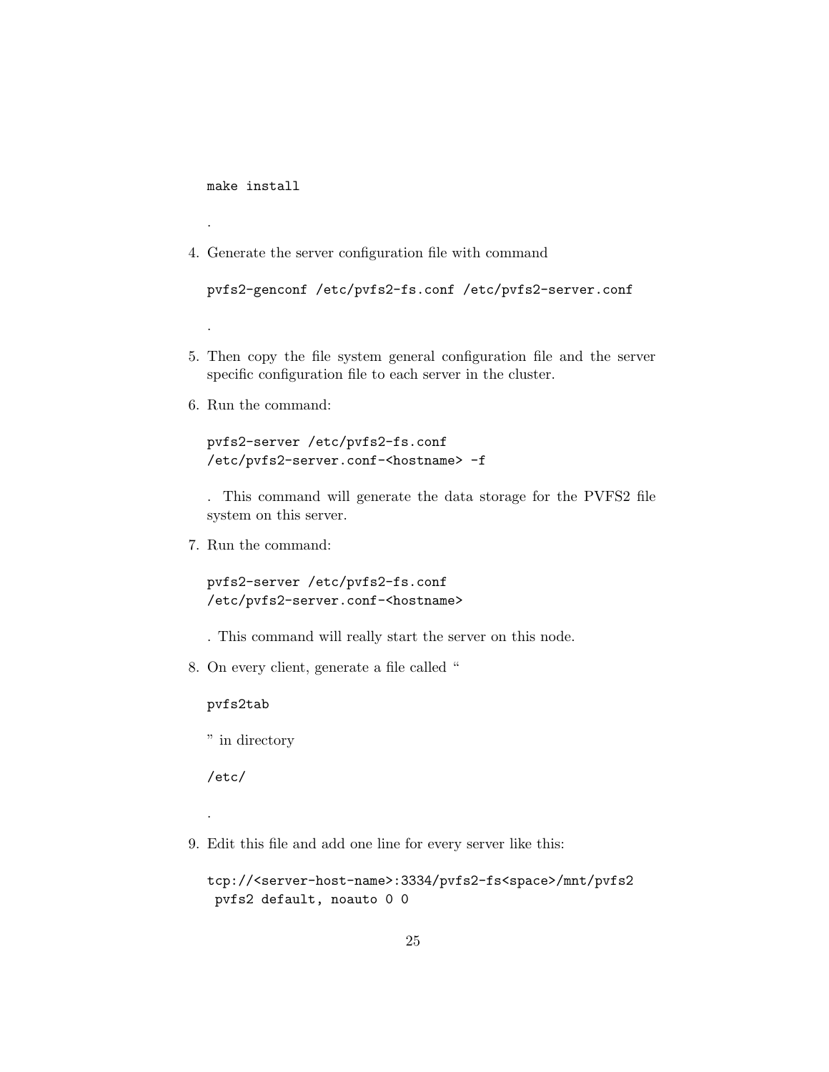```
make install
```

.

4. Generate the server configuration file with command

   ```
   pvfs2-genconf /etc/pvfs2-fs.conf /etc/pvfs2-server.conf
   ```

   .

5. Then copy the file system general configuration file and the server specific configuration file to each server in the cluster.

6. Run the command:

   ```
   pvfs2-server /etc/pvfs2-fs.conf
   /etc/pvfs2-server.conf-<hostname> -f
   ```

   . This command will generate the data storage for the PVFS2 file system on this server.

7. Run the command:

   ```
   pvfs2-server /etc/pvfs2-fs.conf
   /etc/pvfs2-server.conf-<hostname>
   ```

   . This command will really start the server on this node.

8. On every client, generate a file called "

   ```
   pvfs2tab
   ```

   " in directory

   ```
   /etc/
   ```

   .

9. Edit this file and add one line for every server like this:

   ```
   tcp://<server-host-name>:3334/pvfs2-fs<space>/mnt/pvfs2
    pvfs2 default, noauto 0 0
   ```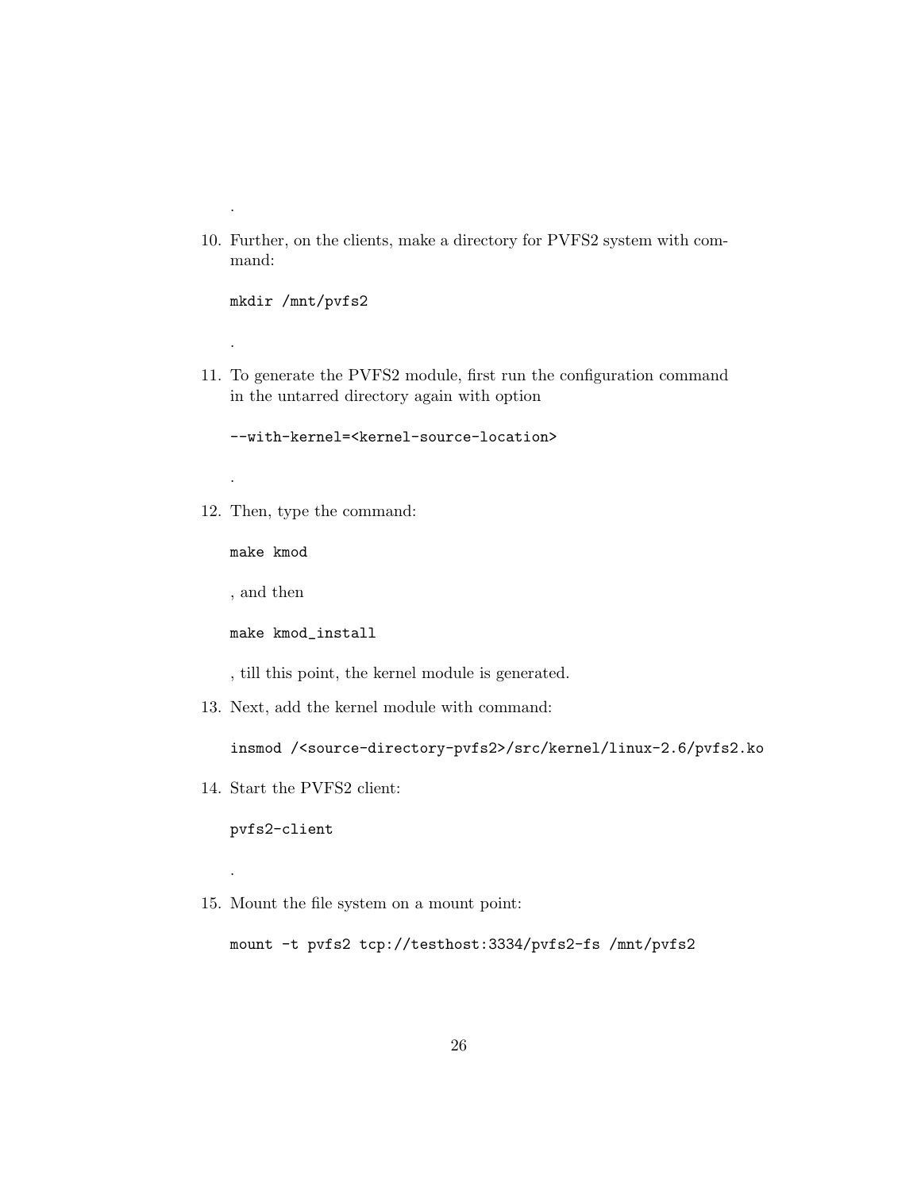.

10. Further, on the clients, make a directory for PVFS2 system with command:

    ```
    mkdir /mnt/pvfs2
    ```

    .

11. To generate the PVFS2 module, first run the configuration command in the untarred directory again with option

    ```
    --with-kernel=<kernel-source-location>
    ```

    .

12. Then, type the command:

    ```
    make kmod
    ```

    , and then

    ```
    make kmod_install
    ```

    , till this point, the kernel module is generated.

13. Next, add the kernel module with command:

    ```
    insmod /<source-directory-pvfs2>/src/kernel/linux-2.6/pvfs2.ko
    ```

14. Start the PVFS2 client:

    ```
    pvfs2-client
    ```

    .

15. Mount the file system on a mount point:

    ```
    mount -t pvfs2 tcp://testhost:3334/pvfs2-fs /mnt/pvfs2
    ```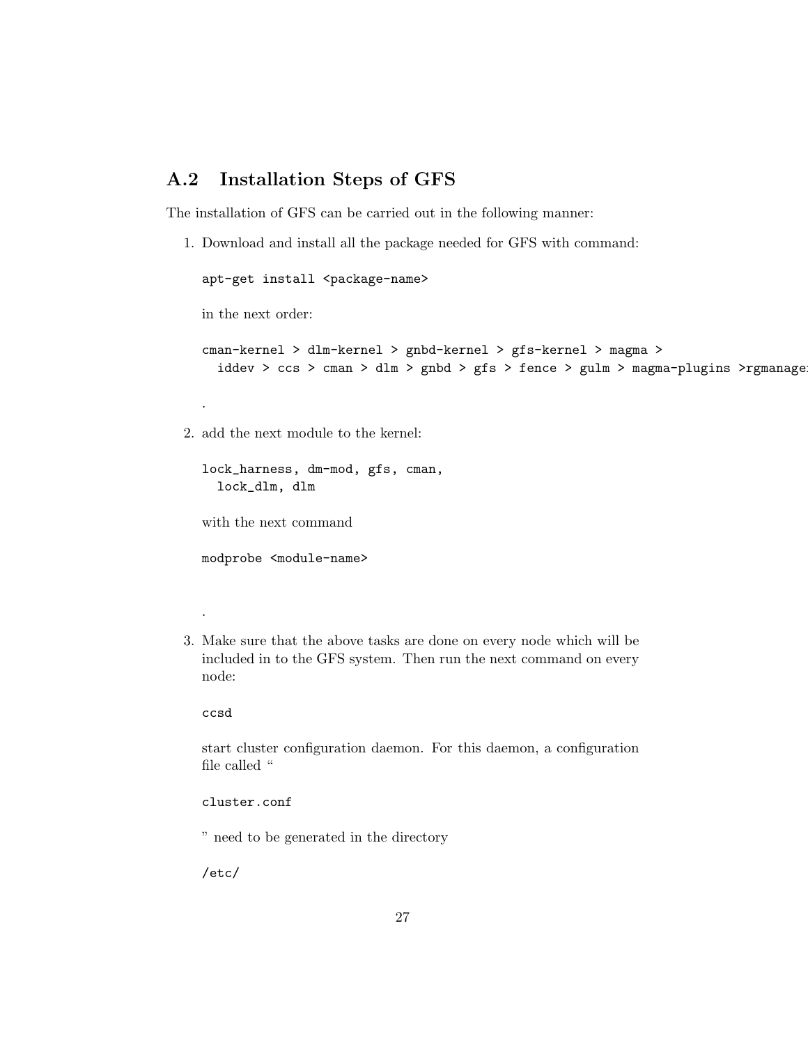## A.2 Installation Steps of GFS

The installation of GFS can be carried out in the following manner:

1. Download and install all the package needed for GFS with command:

   ```
   apt-get install <package-name>
   ```

   in the next order:

   ```
   cman-kernel > dlm-kernel > gnbd-kernel > gfs-kernel > magma >
     iddev > ccs > cman > dlm > gnbd > gfs > fence > gulm > magma-plugins >rgmanage
   ```

   .

2. add the next module to the kernel:

   ```
   lock_harness, dm-mod, gfs, cman,
     lock_dlm, dlm
   ```

   with the next command

   ```
   modprobe <module-name>
   ```

   .

3. Make sure that the above tasks are done on every node which will be included in to the GFS system. Then run the next command on every node:

   ```
   ccsd
   ```

   start cluster configuration daemon. For this daemon, a configuration file called "

   ```
   cluster.conf
   ```

   " need to be generated in the directory

   ```
   /etc/
   ```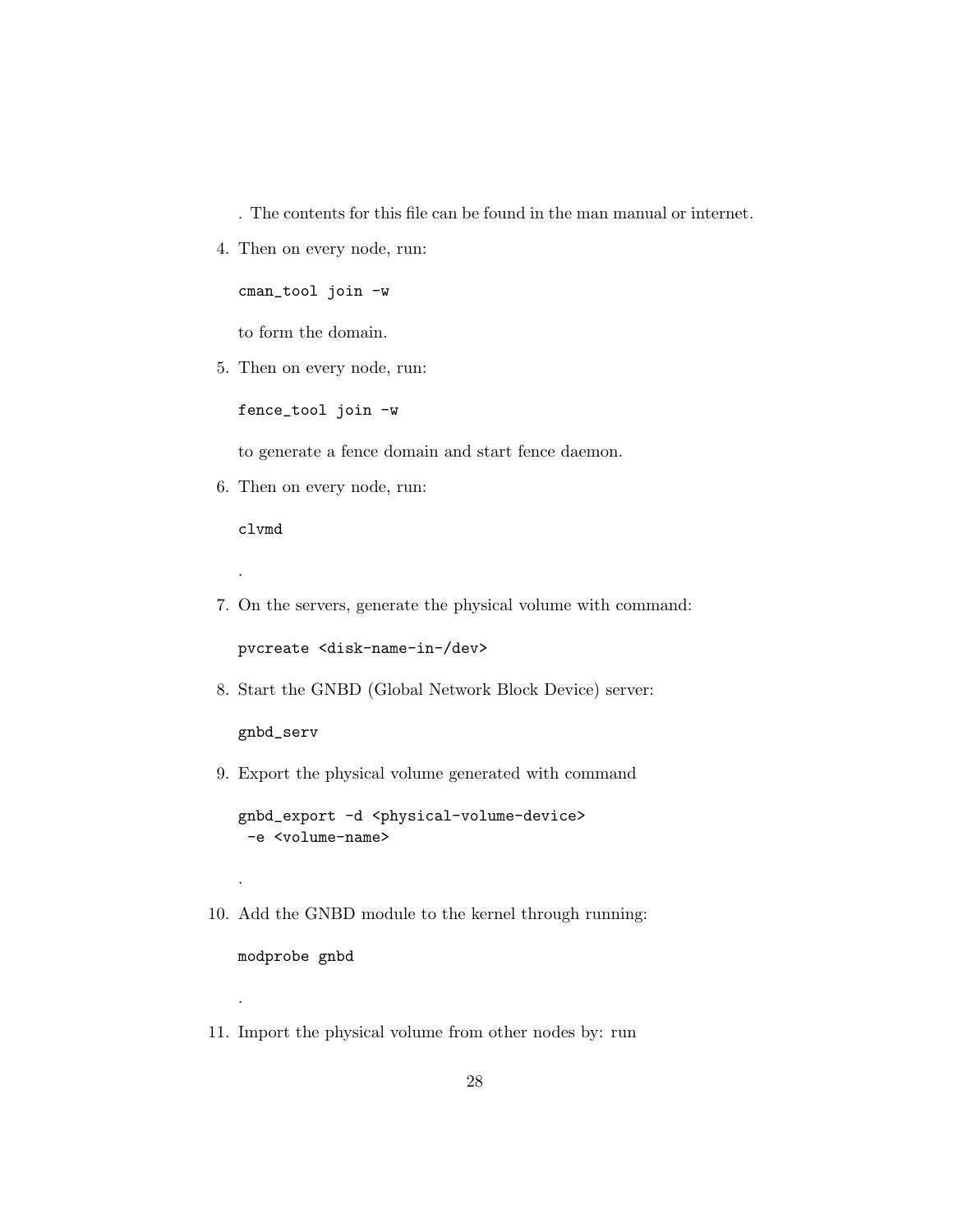. The contents for this file can be found in the man manual or internet.

4. Then on every node, run:

   ```
   cman_tool join -w
   ```

   to form the domain.

5. Then on every node, run:

   ```
   fence_tool join -w
   ```

   to generate a fence domain and start fence daemon.

6. Then on every node, run:

   ```
   clvmd
   ```

   .

7. On the servers, generate the physical volume with command:

   ```
   pvcreate <disk-name-in-/dev>
   ```

8. Start the GNBD (Global Network Block Device) server:

   ```
   gnbd_serv
   ```

9. Export the physical volume generated with command

   ```
   gnbd_export -d <physical-volume-device>
    -e <volume-name>
   ```

   .

10. Add the GNBD module to the kernel through running:

    ```
    modprobe gnbd
    ```

    .

11. Import the physical volume from other nodes by: run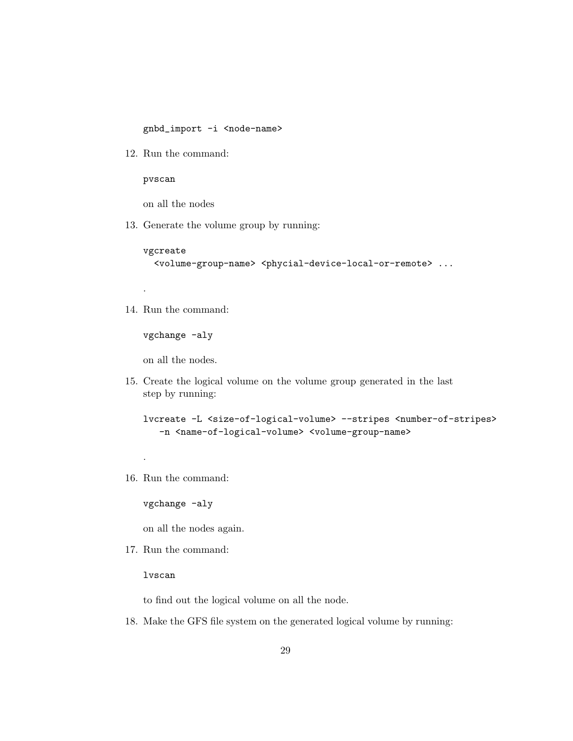```
gnbd_import -i <node-name>
```

12. Run the command:

    ```
    pvscan
    ```

    on all the nodes

13. Generate the volume group by running:

    ```
    vgcreate
      <volume-group-name> <phycial-device-local-or-remote> ...
    ```

    .

14. Run the command:

    ```
    vgchange -aly
    ```

    on all the nodes.

15. Create the logical volume on the volume group generated in the last step by running:

    ```
    lvcreate -L <size-of-logical-volume> --stripes <number-of-stripes>
       -n <name-of-logical-volume> <volume-group-name>
    ```

    .

16. Run the command:

    ```
    vgchange -aly
    ```

    on all the nodes again.

17. Run the command:

    ```
    lvscan
    ```

    to find out the logical volume on all the node.

18. Make the GFS file system on the generated logical volume by running: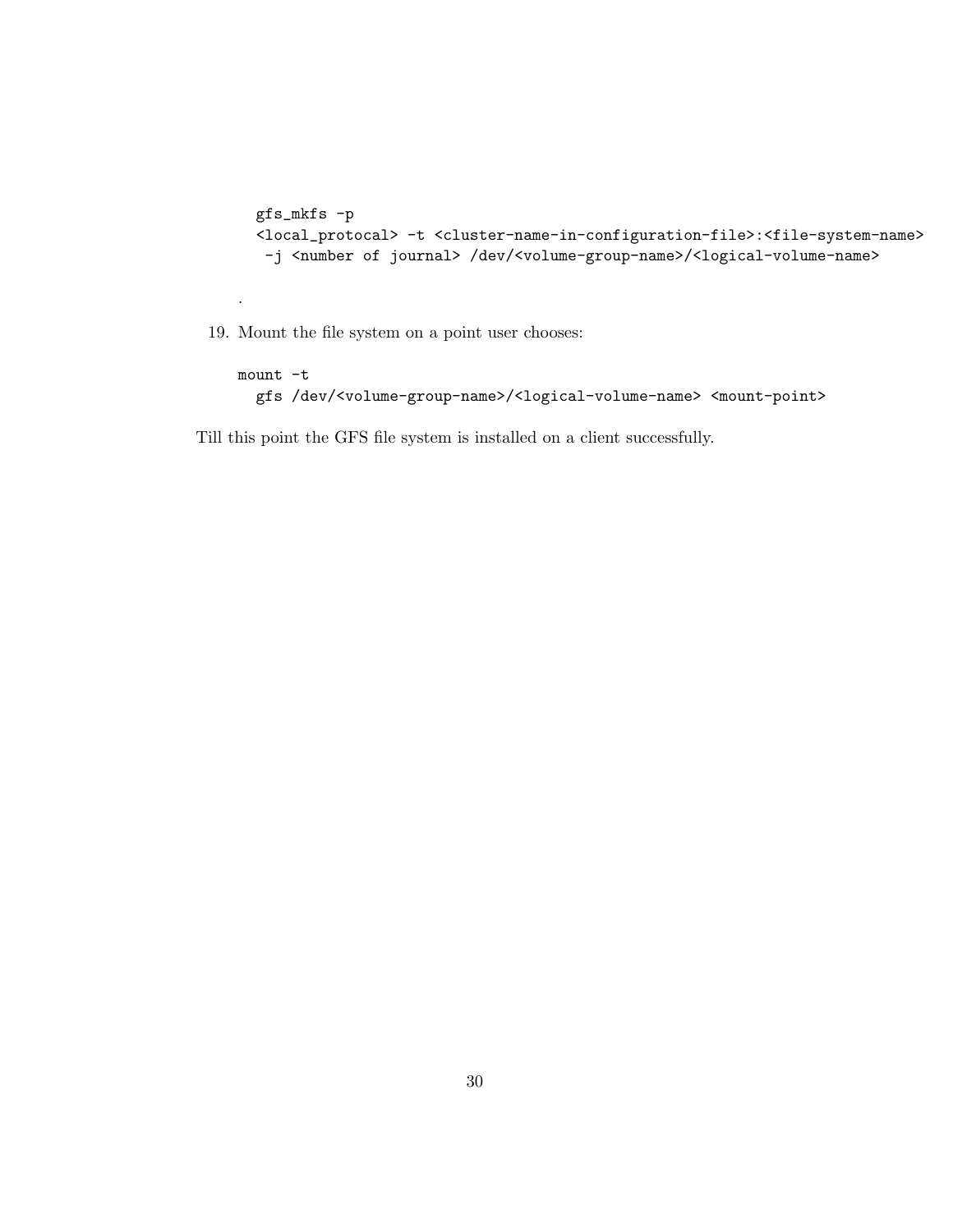```
gfs_mkfs -p
<local_protocal> -t <cluster-name-in-configuration-file>:<file-system-name>
 -j <number of journal> /dev/<volume-group-name>/<logical-volume-name>
```

.

19. Mount the file system on a point user chooses:

```
mount -t
  gfs /dev/<volume-group-name>/<logical-volume-name> <mount-point>
```

Till this point the GFS file system is installed on a client successfully.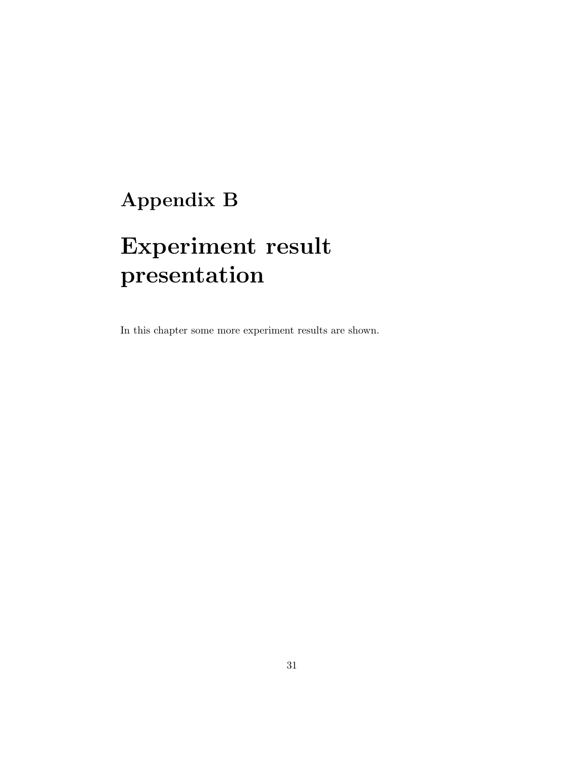# Appendix B

# Experiment result presentation

In this chapter some more experiment results are shown.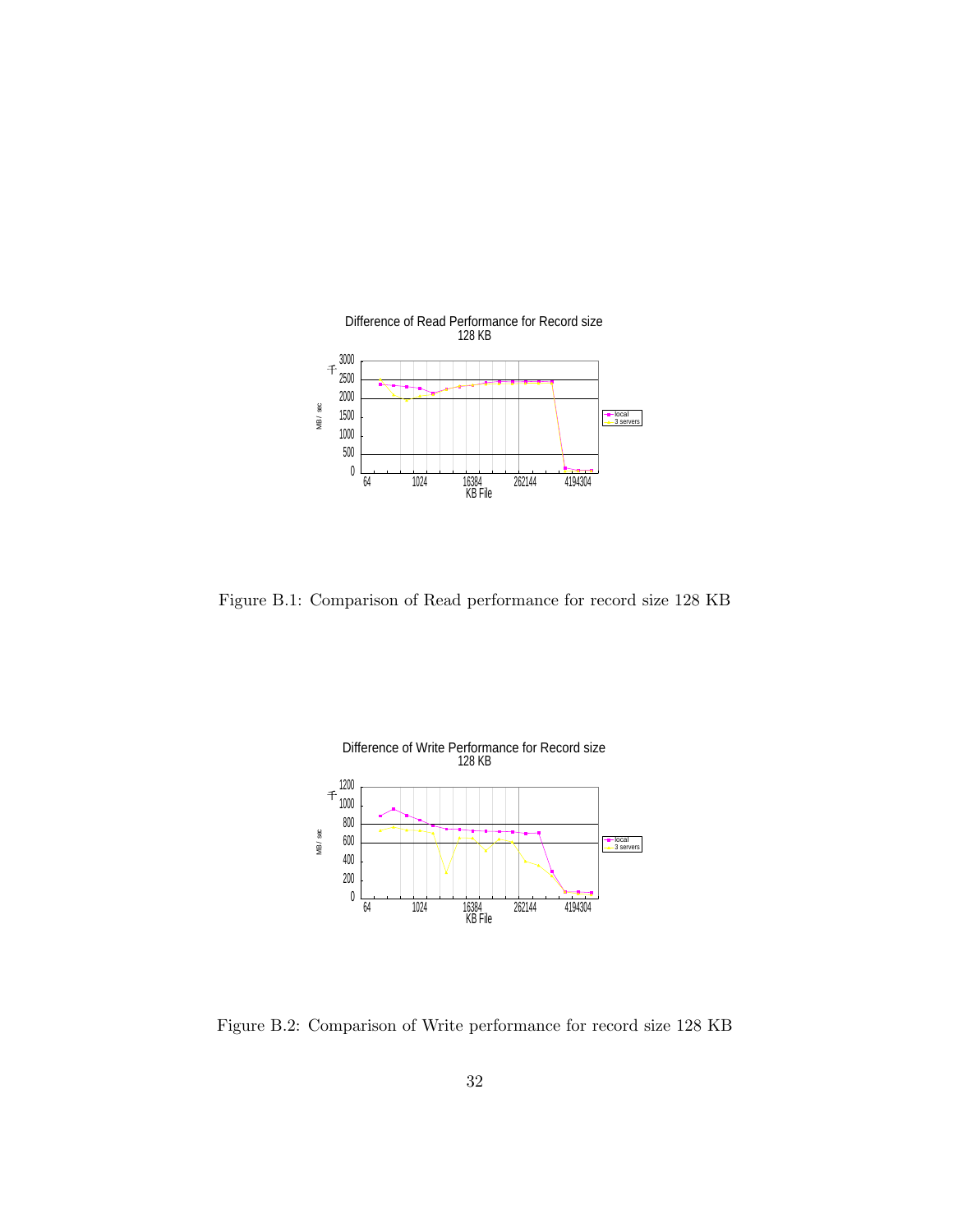Difference of Read Performance for Record size 128 KB

Figure B.1: Comparison of Read performance for record size 128 KB

Difference of Write Performance for Record size 128 KB

Figure B.2: Comparison of Write performance for record size 128 KB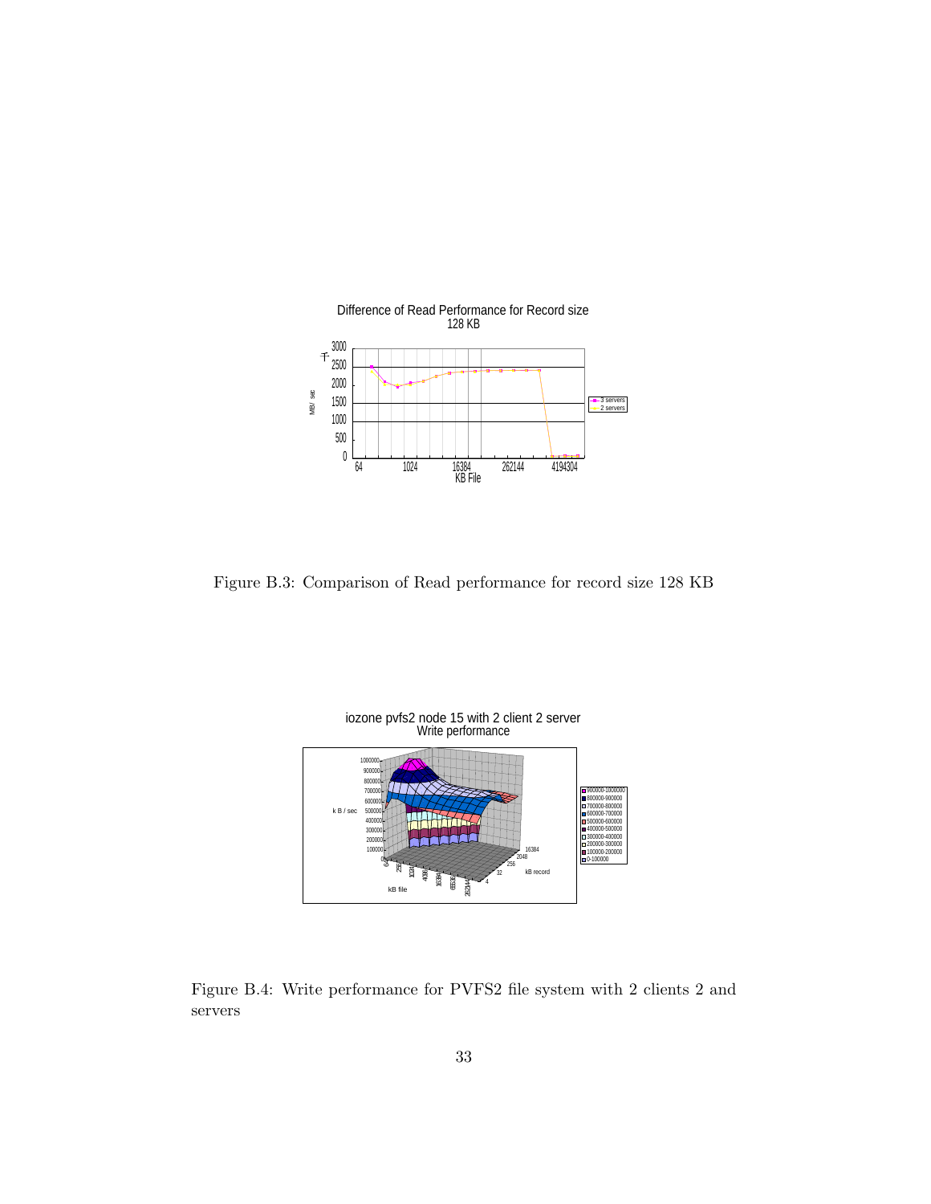Figure B.3: Comparison of Read performance for record size 128 KB

Figure B.4: Write performance for PVFS2 file system with 2 clients 2 and servers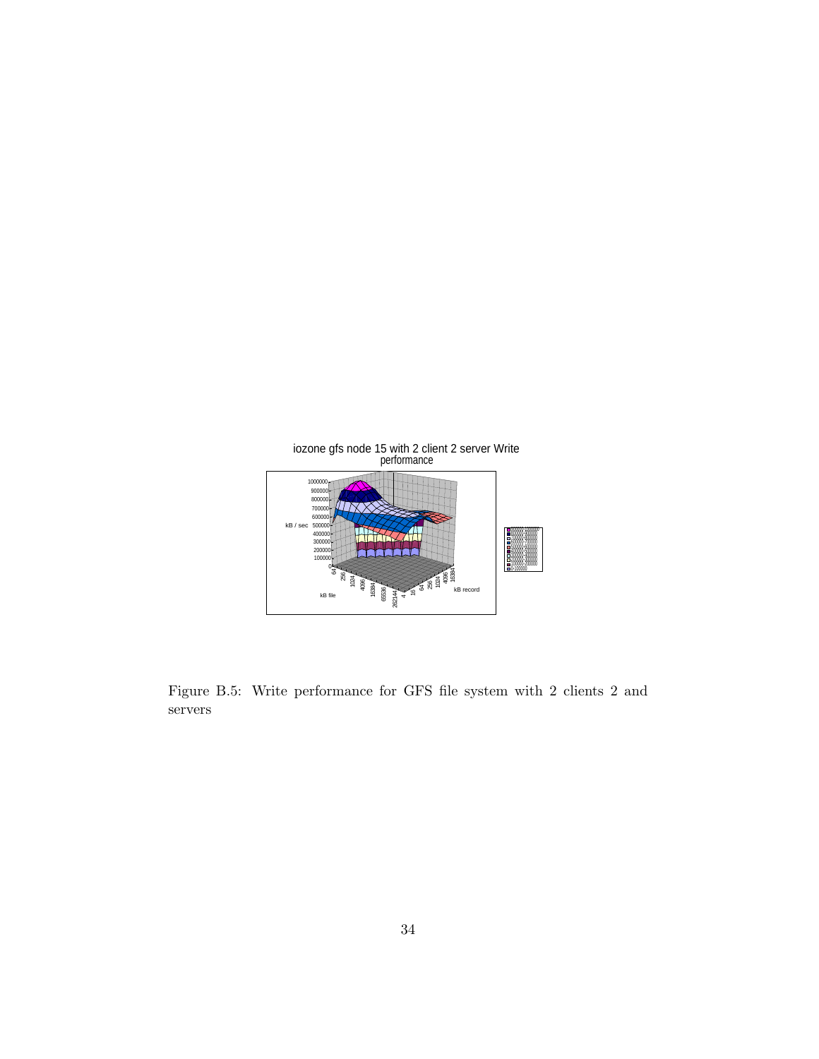iozone gfs node 15 with 2 client 2 server Write performance

Figure B.5: Write performance for GFS file system with 2 clients 2 and servers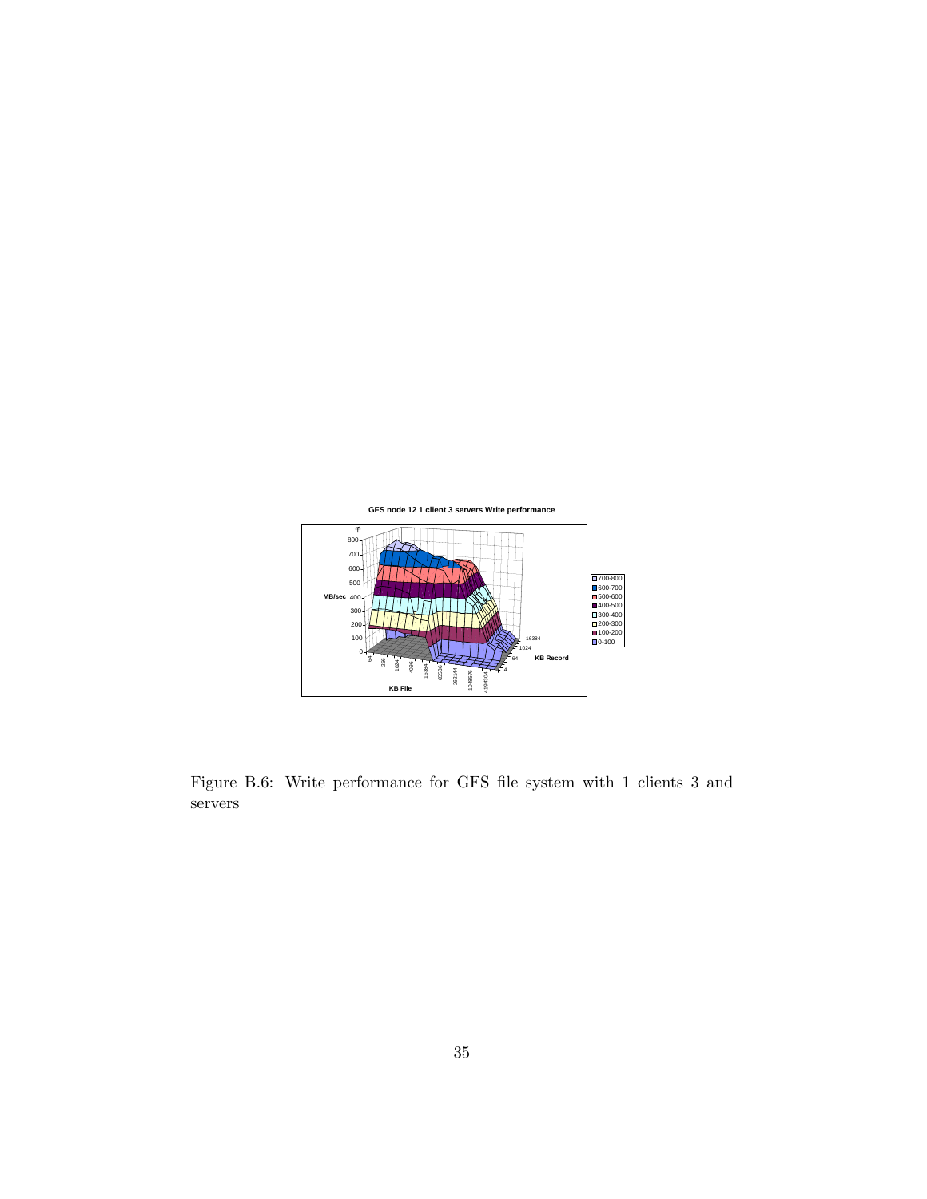**GFS node 12 1 client 3 servers Write performance**

Figure B.6: Write performance for GFS file system with 1 clients 3 and servers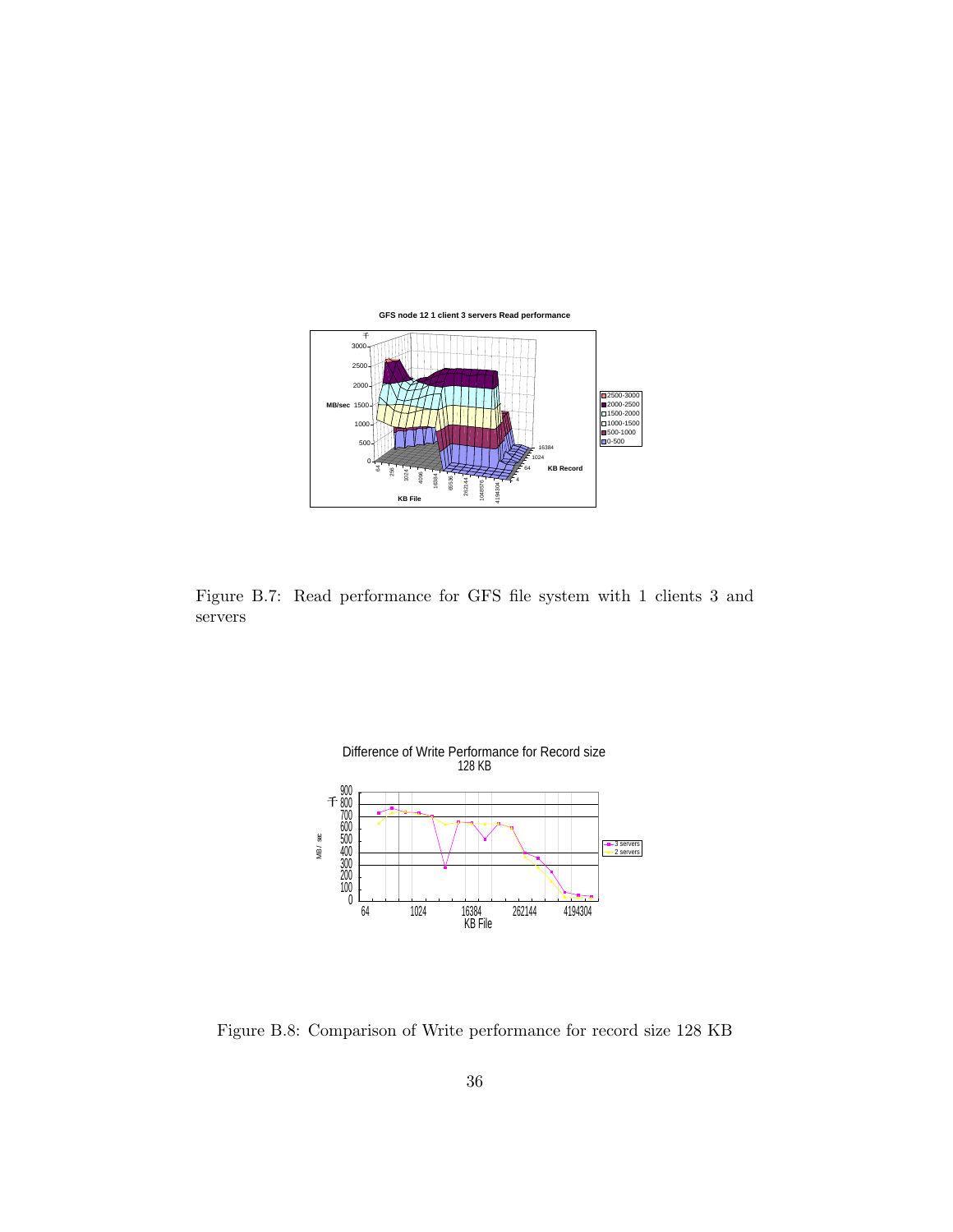Figure B.7: Read performance for GFS file system with 1 clients 3 and servers

Figure B.8: Comparison of Write performance for record size 128 KB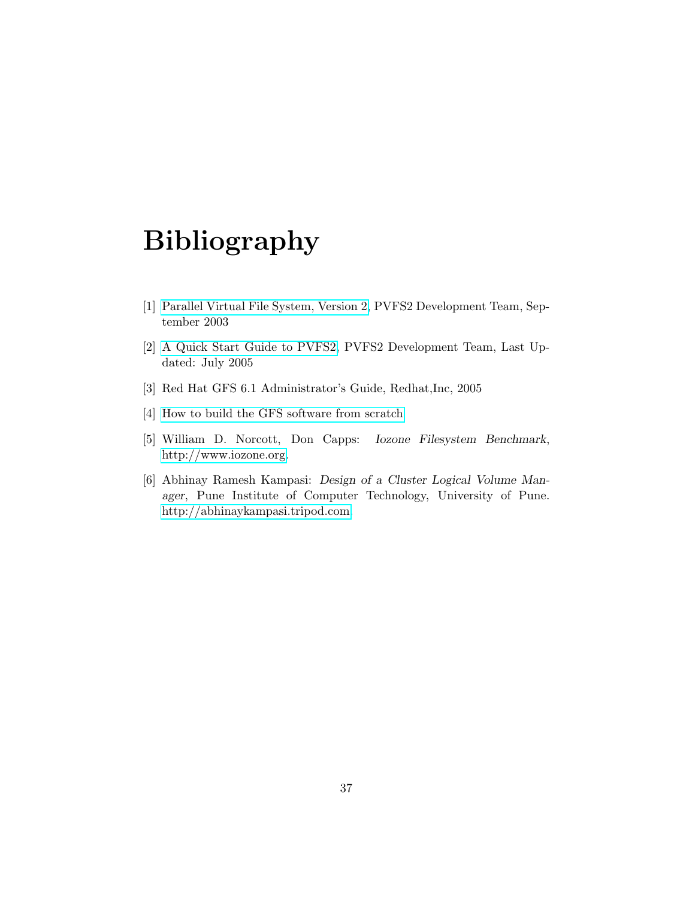# Bibliography

[1] Parallel Virtual File System, Version 2, PVFS2 Development Team, September 2003

[2] A Quick Start Guide to PVFS2, PVFS2 Development Team, Last Updated: July 2005

[3] Red Hat GFS 6.1 Administrator's Guide, Redhat,Inc, 2005

[4] How to build the GFS software from scratch

[5] William D. Norcott, Don Capps: *Iozone Filesystem Benchmark*, http://www.iozone.org.

[6] Abhinay Ramesh Kampasi: *Design of a Cluster Logical Volume Manager*, Pune Institute of Computer Technology, University of Pune. http://abhinaykampasi.tripod.com.